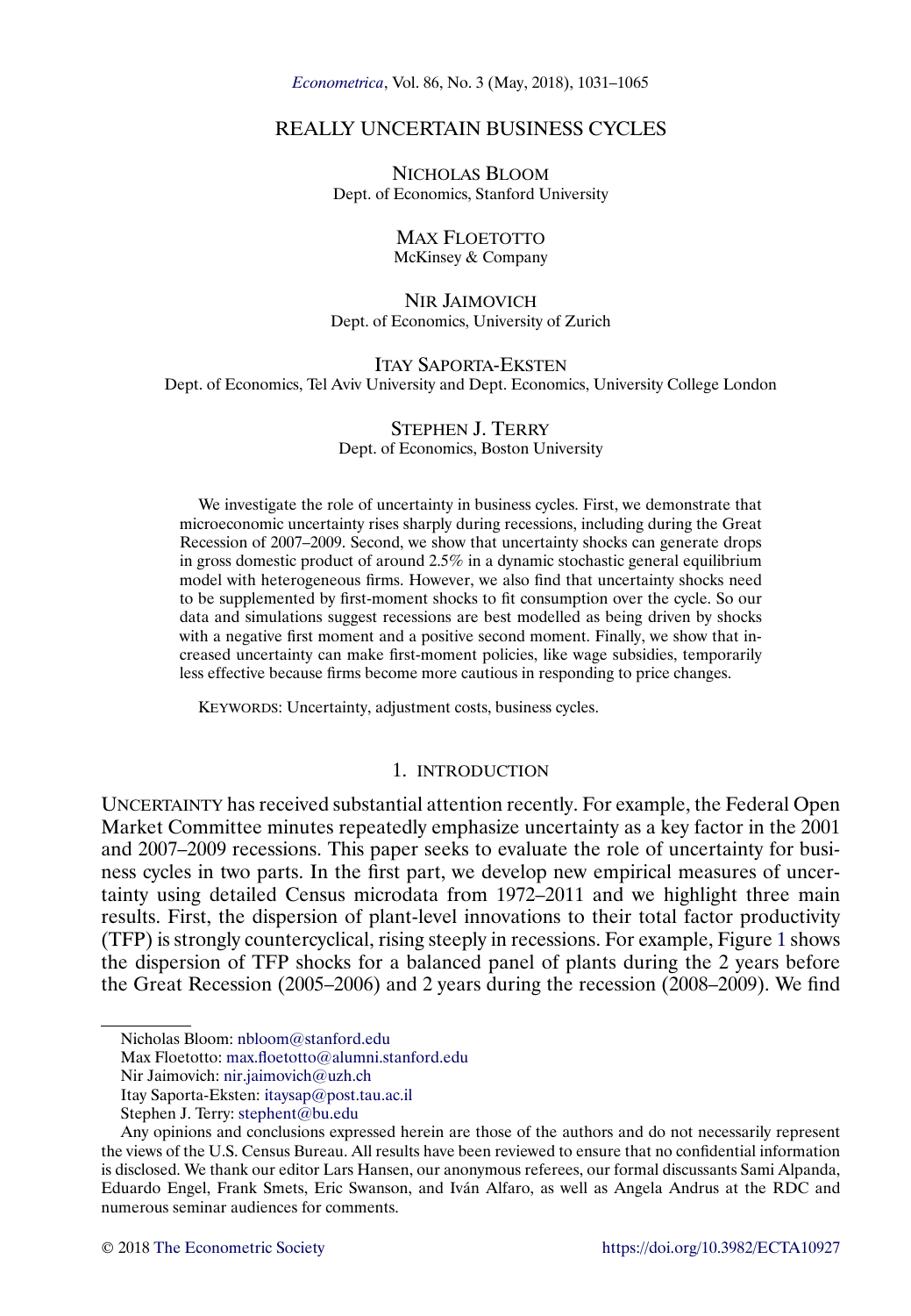# REALLY UNCERTAIN BUSINESS CYCLES

NICHOLAS BLOOM
Dept. of Economics, Stanford University

MAX FLOETOTTO
McKinsey & Company

NIR JAIMOVICH
Dept. of Economics, University of Zurich

ITAY SAPORTA-EKSTEN
Dept. of Economics, Tel Aviv University and Dept. Economics, University College London

STEPHEN J. TERRY
Dept. of Economics, Boston University

We investigate the role of uncertainty in business cycles. First, we demonstrate that microeconomic uncertainty rises sharply during recessions, including during the Great Recession of 2007–2009. Second, we show that uncertainty shocks can generate drops in gross domestic product of around 2.5% in a dynamic stochastic general equilibrium model with heterogeneous firms. However, we also find that uncertainty shocks need to be supplemented by first-moment shocks to fit consumption over the cycle. So our data and simulations suggest recessions are best modelled as being driven by shocks with a negative first moment and a positive second moment. Finally, we show that increased uncertainty can make first-moment policies, like wage subsidies, temporarily less effective because firms become more cautious in responding to price changes.

KEYWORDS: Uncertainty, adjustment costs, business cycles.

## 1. INTRODUCTION

UNCERTAINTY has received substantial attention recently. For example, the Federal Open Market Committee minutes repeatedly emphasize uncertainty as a key factor in the 2001 and 2007–2009 recessions. This paper seeks to evaluate the role of uncertainty for business cycles in two parts. In the first part, we develop new empirical measures of uncertainty using detailed Census microdata from 1972–2011 and we highlight three main results. First, the dispersion of plant-level innovations to their total factor productivity (TFP) is strongly countercyclical, rising steeply in recessions. For example, Figure 1 shows the dispersion of TFP shocks for a balanced panel of plants during the 2 years before the Great Recession (2005–2006) and 2 years during the recession (2008–2009). We find

---

Nicholas Bloom: nbloom@stanford.edu
Max Floetotto: max.floetotto@alumni.stanford.edu
Nir Jaimovich: nir.jaimovich@uzh.ch
Itay Saporta-Eksten: itaysap@post.tau.ac.il
Stephen J. Terry: stephent@bu.edu

Any opinions and conclusions expressed herein are those of the authors and do not necessarily represent the views of the U.S. Census Bureau. All results have been reviewed to ensure that no confidential information is disclosed. We thank our editor Lars Hansen, our anonymous referees, our formal discussants Sami Alpanda, Eduardo Engel, Frank Smets, Eric Swanson, and Iván Alfaro, as well as Angela Andrus at the RDC and numerous seminar audiences for comments.

© 2018 The Econometric Society https://doi.org/10.3982/ECTA10927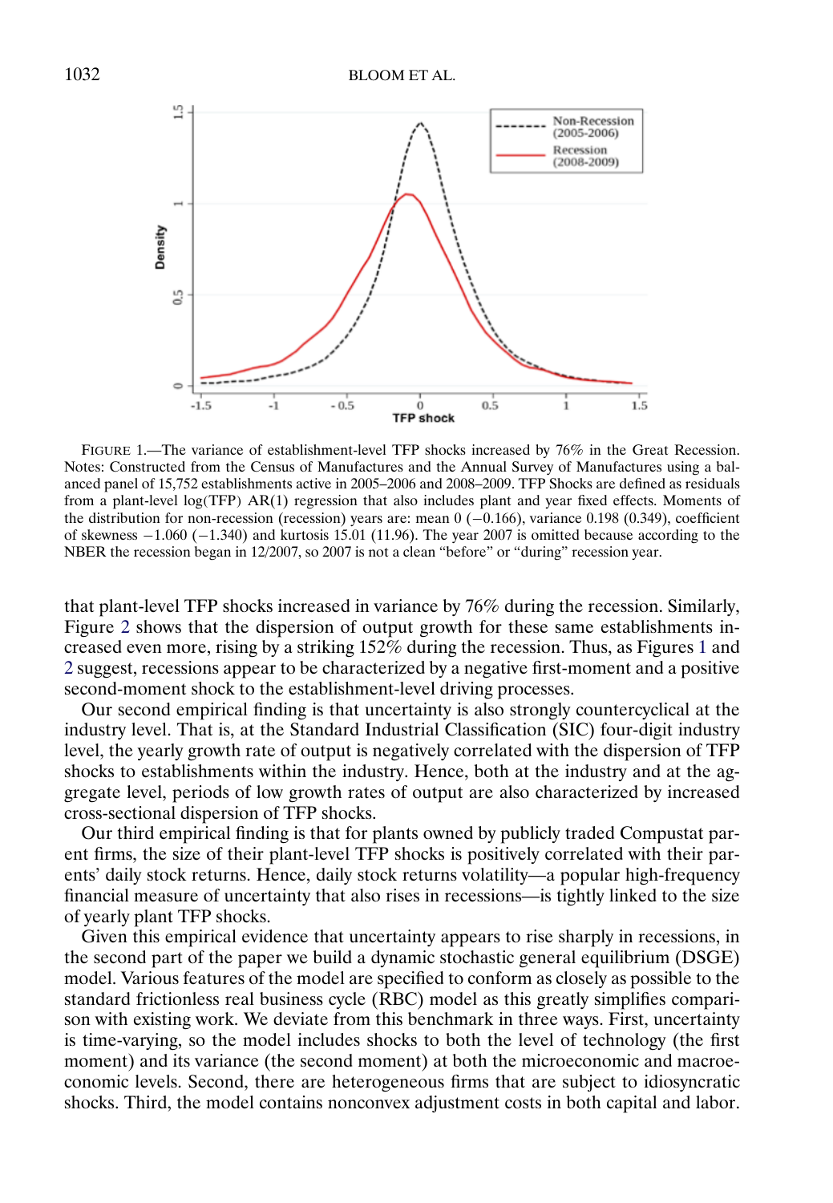FIGURE 1.—The variance of establishment-level TFP shocks increased by 76% in the Great Recession. Notes: Constructed from the Census of Manufactures and the Annual Survey of Manufactures using a balanced panel of 15,752 establishments active in 2005–2006 and 2008–2009. TFP Shocks are defined as residuals from a plant-level log(TFP) AR(1) regression that also includes plant and year fixed effects. Moments of the distribution for non-recession (recession) years are: mean 0 (−0.166), variance 0.198 (0.349), coefficient of skewness −1.060 (−1.340) and kurtosis 15.01 (11.96). The year 2007 is omitted because according to the NBER the recession began in 12/2007, so 2007 is not a clean "before" or "during" recession year.

that plant-level TFP shocks increased in variance by 76% during the recession. Similarly, Figure 2 shows that the dispersion of output growth for these same establishments increased even more, rising by a striking 152% during the recession. Thus, as Figures 1 and 2 suggest, recessions appear to be characterized by a negative first-moment and a positive second-moment shock to the establishment-level driving processes.

Our second empirical finding is that uncertainty is also strongly countercyclical at the industry level. That is, at the Standard Industrial Classification (SIC) four-digit industry level, the yearly growth rate of output is negatively correlated with the dispersion of TFP shocks to establishments within the industry. Hence, both at the industry and at the aggregate level, periods of low growth rates of output are also characterized by increased cross-sectional dispersion of TFP shocks.

Our third empirical finding is that for plants owned by publicly traded Compustat parent firms, the size of their plant-level TFP shocks is positively correlated with their parents' daily stock returns. Hence, daily stock returns volatility—a popular high-frequency financial measure of uncertainty that also rises in recessions—is tightly linked to the size of yearly plant TFP shocks.

Given this empirical evidence that uncertainty appears to rise sharply in recessions, in the second part of the paper we build a dynamic stochastic general equilibrium (DSGE) model. Various features of the model are specified to conform as closely as possible to the standard frictionless real business cycle (RBC) model as this greatly simplifies comparison with existing work. We deviate from this benchmark in three ways. First, uncertainty is time-varying, so the model includes shocks to both the level of technology (the first moment) and its variance (the second moment) at both the microeconomic and macroeconomic levels. Second, there are heterogeneous firms that are subject to idiosyncratic shocks. Third, the model contains nonconvex adjustment costs in both capital and labor.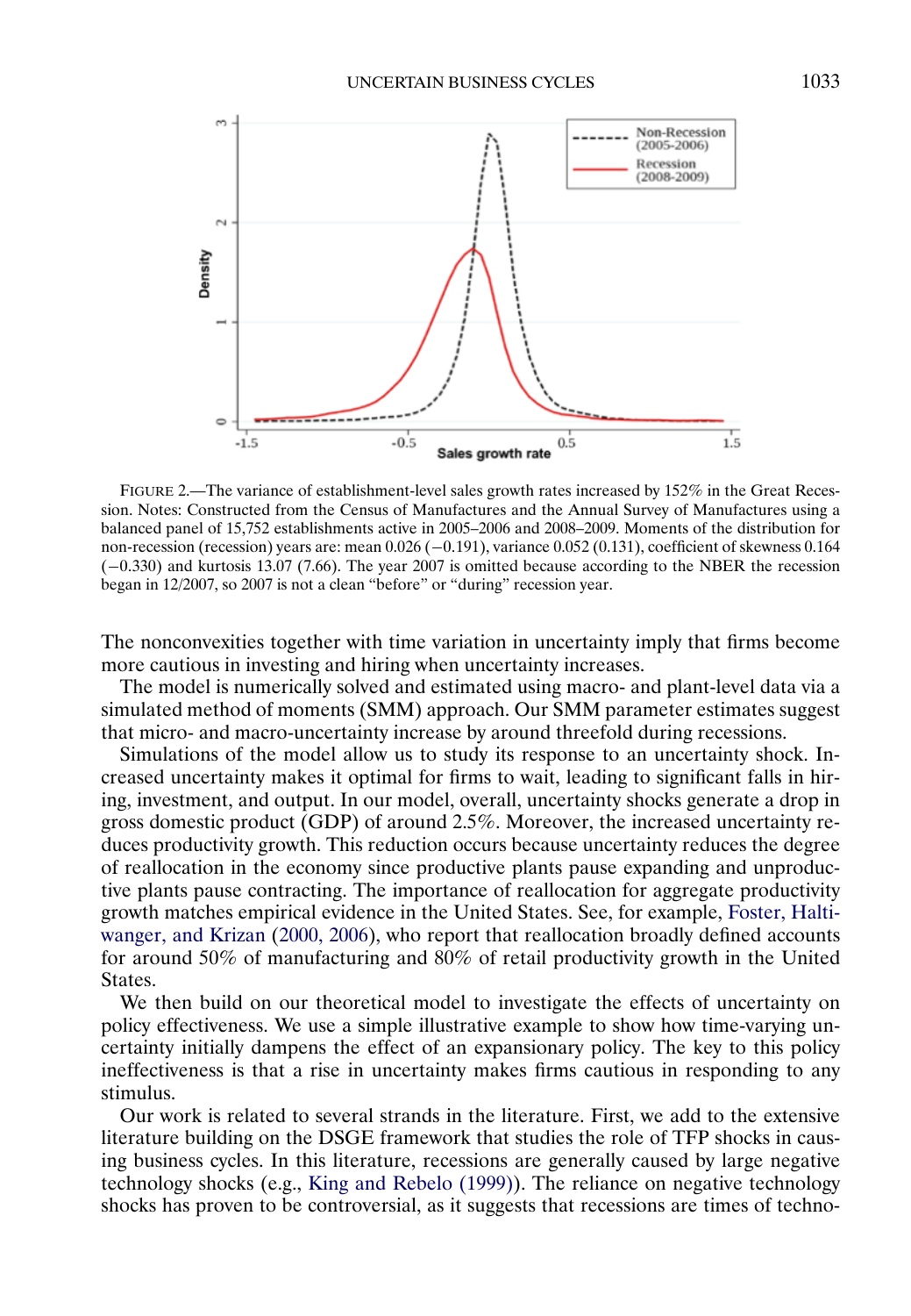FIGURE 2.—The variance of establishment-level sales growth rates increased by 152% in the Great Recession. Notes: Constructed from the Census of Manufactures and the Annual Survey of Manufactures using a balanced panel of 15,752 establishments active in 2005–2006 and 2008–2009. Moments of the distribution for non-recession (recession) years are: mean 0.026 (−0.191), variance 0.052 (0.131), coefficient of skewness 0.164 (−0.330) and kurtosis 13.07 (7.66). The year 2007 is omitted because according to the NBER the recession began in 12/2007, so 2007 is not a clean "before" or "during" recession year.

The nonconvexities together with time variation in uncertainty imply that firms become more cautious in investing and hiring when uncertainty increases.

The model is numerically solved and estimated using macro- and plant-level data via a simulated method of moments (SMM) approach. Our SMM parameter estimates suggest that micro- and macro-uncertainty increase by around threefold during recessions.

Simulations of the model allow us to study its response to an uncertainty shock. Increased uncertainty makes it optimal for firms to wait, leading to significant falls in hiring, investment, and output. In our model, overall, uncertainty shocks generate a drop in gross domestic product (GDP) of around 2.5%. Moreover, the increased uncertainty reduces productivity growth. This reduction occurs because uncertainty reduces the degree of reallocation in the economy since productive plants pause expanding and unproductive plants pause contracting. The importance of reallocation for aggregate productivity growth matches empirical evidence in the United States. See, for example, Foster, Haltiwanger, and Krizan (2000, 2006), who report that reallocation broadly defined accounts for around 50% of manufacturing and 80% of retail productivity growth in the United States.

We then build on our theoretical model to investigate the effects of uncertainty on policy effectiveness. We use a simple illustrative example to show how time-varying uncertainty initially dampens the effect of an expansionary policy. The key to this policy ineffectiveness is that a rise in uncertainty makes firms cautious in responding to any stimulus.

Our work is related to several strands in the literature. First, we add to the extensive literature building on the DSGE framework that studies the role of TFP shocks in causing business cycles. In this literature, recessions are generally caused by large negative technology shocks (e.g., King and Rebelo (1999)). The reliance on negative technology shocks has proven to be controversial, as it suggests that recessions are times of techno-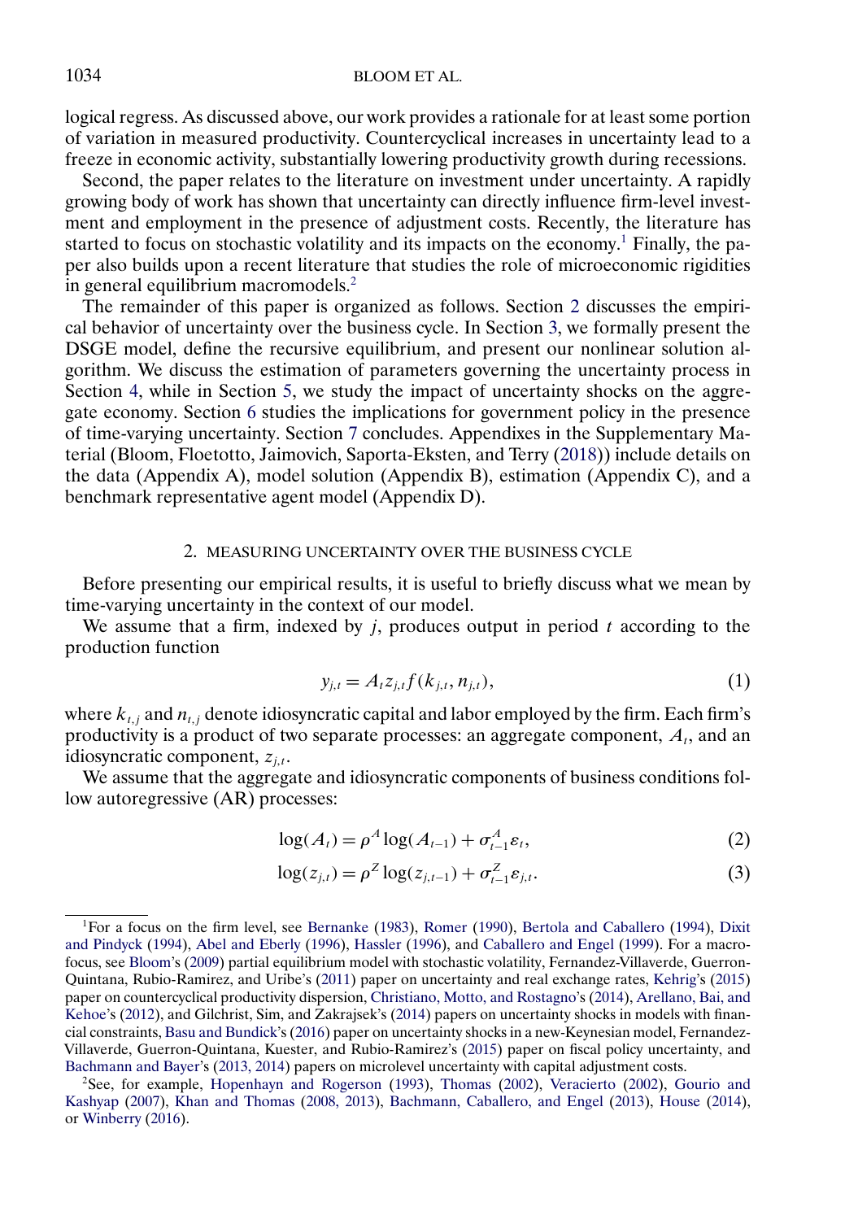logical regress. As discussed above, our work provides a rationale for at least some portion of variation in measured productivity. Countercyclical increases in uncertainty lead to a freeze in economic activity, substantially lowering productivity growth during recessions.

Second, the paper relates to the literature on investment under uncertainty. A rapidly growing body of work has shown that uncertainty can directly influence firm-level investment and employment in the presence of adjustment costs. Recently, the literature has started to focus on stochastic volatility and its impacts on the economy.[1] Finally, the paper also builds upon a recent literature that studies the role of microeconomic rigidities in general equilibrium macromodels.[2]

The remainder of this paper is organized as follows. Section 2 discusses the empirical behavior of uncertainty over the business cycle. In Section 3, we formally present the DSGE model, define the recursive equilibrium, and present our nonlinear solution algorithm. We discuss the estimation of parameters governing the uncertainty process in Section 4, while in Section 5, we study the impact of uncertainty shocks on the aggregate economy. Section 6 studies the implications for government policy in the presence of time-varying uncertainty. Section 7 concludes. Appendixes in the Supplementary Material (Bloom, Floetotto, Jaimovich, Saporta-Eksten, and Terry (2018)) include details on the data (Appendix A), model solution (Appendix B), estimation (Appendix C), and a benchmark representative agent model (Appendix D).

## 2. MEASURING UNCERTAINTY OVER THE BUSINESS CYCLE

Before presenting our empirical results, it is useful to briefly discuss what we mean by time-varying uncertainty in the context of our model.

We assume that a firm, indexed by $j$, produces output in period $t$ according to the production function

$$y_{j,t} = A_t z_{j,t} f(k_{j,t}, n_{j,t}), \tag{1}$$

where $k_{t,j}$ and $n_{t,j}$ denote idiosyncratic capital and labor employed by the firm. Each firm's productivity is a product of two separate processes: an aggregate component, $A_t$, and an idiosyncratic component, $z_{j,t}$.

We assume that the aggregate and idiosyncratic components of business conditions follow autoregressive (AR) processes:

$$\log(A_t) = \rho^A \log(A_{t-1}) + \sigma^A_{t-1}\varepsilon_t, \tag{2}$$

$$\log(z_{j,t}) = \rho^Z \log(z_{j,t-1}) + \sigma^Z_{t-1}\varepsilon_{j,t}. \tag{3}$$

---

[1] For a focus on the firm level, see Bernanke (1983), Romer (1990), Bertola and Caballero (1994), Dixit and Pindyck (1994), Abel and Eberly (1996), Hassler (1996), and Caballero and Engel (1999). For a macro-focus, see Bloom's (2009) partial equilibrium model with stochastic volatility, Fernandez-Villaverde, Guerron-Quintana, Rubio-Ramirez, and Uribe's (2011) paper on uncertainty and real exchange rates, Kehrig's (2015) paper on countercyclical productivity dispersion, Christiano, Motto, and Rostagno's (2014), Arellano, Bai, and Kehoe's (2012), and Gilchrist, Sim, and Zakrajsek's (2014) papers on uncertainty shocks in models with financial constraints, Basu and Bundick's (2016) paper on uncertainty shocks in a new-Keynesian model, Fernandez-Villaverde, Guerron-Quintana, Kuester, and Rubio-Ramirez's (2015) paper on fiscal policy uncertainty, and Bachmann and Bayer's (2013, 2014) papers on microlevel uncertainty with capital adjustment costs.

[2] See, for example, Hopenhayn and Rogerson (1993), Thomas (2002), Veracierto (2002), Gourio and Kashyap (2007), Khan and Thomas (2008, 2013), Bachmann, Caballero, and Engel (2013), House (2014), or Winberry (2016).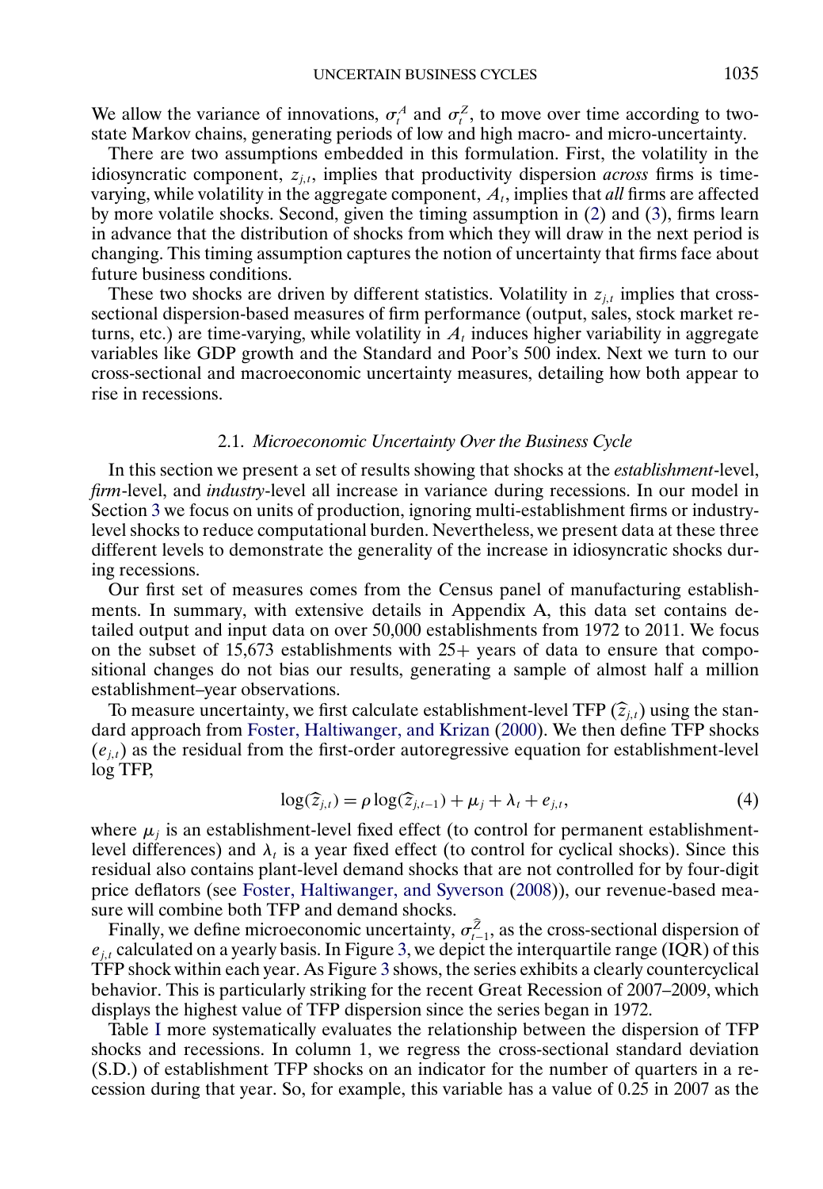We allow the variance of innovations, $\sigma_t^A$ and $\sigma_t^Z$, to move over time according to two-state Markov chains, generating periods of low and high macro- and micro-uncertainty.

There are two assumptions embedded in this formulation. First, the volatility in the idiosyncratic component, $z_{j,t}$, implies that productivity dispersion *across* firms is time-varying, while volatility in the aggregate component, $A_t$, implies that *all* firms are affected by more volatile shocks. Second, given the timing assumption in (2) and (3), firms learn in advance that the distribution of shocks from which they will draw in the next period is changing. This timing assumption captures the notion of uncertainty that firms face about future business conditions.

These two shocks are driven by different statistics. Volatility in $z_{j,t}$ implies that cross-sectional dispersion-based measures of firm performance (output, sales, stock market returns, etc.) are time-varying, while volatility in $A_t$ induces higher variability in aggregate variables like GDP growth and the Standard and Poor's 500 index. Next we turn to our cross-sectional and macroeconomic uncertainty measures, detailing how both appear to rise in recessions.

### 2.1. *Microeconomic Uncertainty Over the Business Cycle*

In this section we present a set of results showing that shocks at the *establishment*-level, *firm*-level, and *industry*-level all increase in variance during recessions. In our model in Section 3 we focus on units of production, ignoring multi-establishment firms or industry-level shocks to reduce computational burden. Nevertheless, we present data at these three different levels to demonstrate the generality of the increase in idiosyncratic shocks during recessions.

Our first set of measures comes from the Census panel of manufacturing establishments. In summary, with extensive details in Appendix A, this data set contains detailed output and input data on over 50,000 establishments from 1972 to 2011. We focus on the subset of 15,673 establishments with 25+ years of data to ensure that compositional changes do not bias our results, generating a sample of almost half a million establishment–year observations.

To measure uncertainty, we first calculate establishment-level TFP ($\widehat{z}_{j,t}$) using the standard approach from Foster, Haltiwanger, and Krizan (2000). We then define TFP shocks ($e_{j,t}$) as the residual from the first-order autoregressive equation for establishment-level log TFP,

$$\log(\widehat{z}_{j,t}) = \rho \log(\widehat{z}_{j,t-1}) + \mu_j + \lambda_t + e_{j,t}, \tag{4}$$

where $\mu_j$ is an establishment-level fixed effect (to control for permanent establishment-level differences) and $\lambda_t$ is a year fixed effect (to control for cyclical shocks). Since this residual also contains plant-level demand shocks that are not controlled for by four-digit price deflators (see Foster, Haltiwanger, and Syverson (2008)), our revenue-based measure will combine both TFP and demand shocks.

Finally, we define microeconomic uncertainty, $\sigma_{t-1}^{\widehat{Z}}$, as the cross-sectional dispersion of $e_{j,t}$ calculated on a yearly basis. In Figure 3, we depict the interquartile range (IQR) of this TFP shock within each year. As Figure 3 shows, the series exhibits a clearly countercyclical behavior. This is particularly striking for the recent Great Recession of 2007–2009, which displays the highest value of TFP dispersion since the series began in 1972.

Table I more systematically evaluates the relationship between the dispersion of TFP shocks and recessions. In column 1, we regress the cross-sectional standard deviation (S.D.) of establishment TFP shocks on an indicator for the number of quarters in a recession during that year. So, for example, this variable has a value of 0.25 in 2007 as the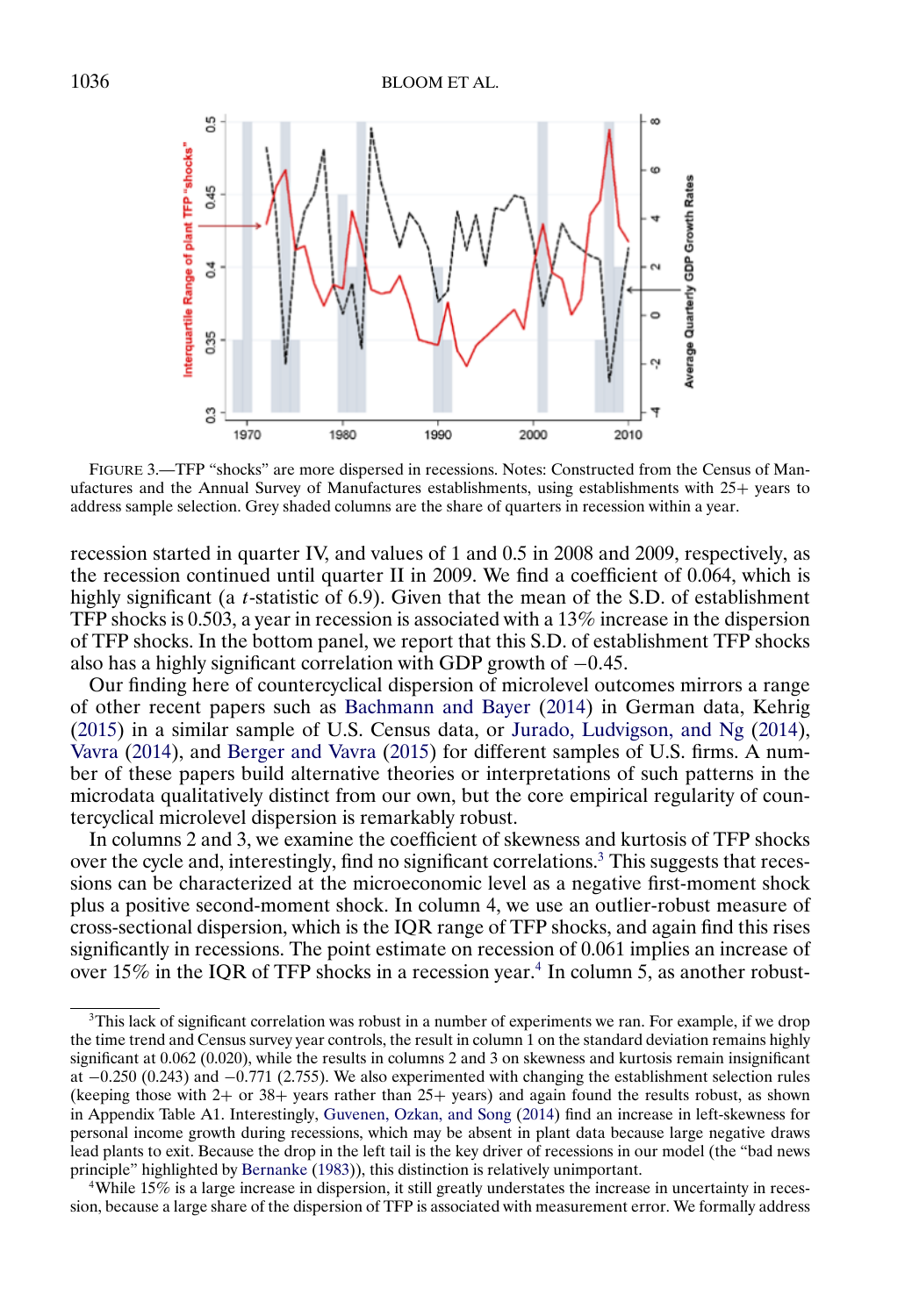FIGURE 3.—TFP "shocks" are more dispersed in recessions. Notes: Constructed from the Census of Manufactures and the Annual Survey of Manufactures establishments, using establishments with 25+ years to address sample selection. Grey shaded columns are the share of quarters in recession within a year.

recession started in quarter IV, and values of 1 and 0.5 in 2008 and 2009, respectively, as the recession continued until quarter II in 2009. We find a coefficient of 0.064, which is highly significant (a $t$-statistic of 6.9). Given that the mean of the S.D. of establishment TFP shocks is 0.503, a year in recession is associated with a 13% increase in the dispersion of TFP shocks. In the bottom panel, we report that this S.D. of establishment TFP shocks also has a highly significant correlation with GDP growth of −0.45.

Our finding here of countercyclical dispersion of microlevel outcomes mirrors a range of other recent papers such as Bachmann and Bayer (2014) in German data, Kehrig (2015) in a similar sample of U.S. Census data, or Jurado, Ludvigson, and Ng (2014), Vavra (2014), and Berger and Vavra (2015) for different samples of U.S. firms. A number of these papers build alternative theories or interpretations of such patterns in the microdata qualitatively distinct from our own, but the core empirical regularity of countercyclical microlevel dispersion is remarkably robust.

In columns 2 and 3, we examine the coefficient of skewness and kurtosis of TFP shocks over the cycle and, interestingly, find no significant correlations.[3] This suggests that recessions can be characterized at the microeconomic level as a negative first-moment shock plus a positive second-moment shock. In column 4, we use an outlier-robust measure of cross-sectional dispersion, which is the IQR range of TFP shocks, and again find this rises significantly in recessions. The point estimate on recession of 0.061 implies an increase of over 15% in the IQR of TFP shocks in a recession year.[4] In column 5, as another robust-

[3]This lack of significant correlation was robust in a number of experiments we ran. For example, if we drop the time trend and Census survey year controls, the result in column 1 on the standard deviation remains highly significant at 0.062 (0.020), while the results in columns 2 and 3 on skewness and kurtosis remain insignificant at −0.250 (0.243) and −0.771 (2.755). We also experimented with changing the establishment selection rules (keeping those with 2+ or 38+ years rather than 25+ years) and again found the results robust, as shown in Appendix Table A1. Interestingly, Guvenen, Ozkan, and Song (2014) find an increase in left-skewness for personal income growth during recessions, which may be absent in plant data because large negative draws lead plants to exit. Because the drop in the left tail is the key driver of recessions in our model (the "bad news principle" highlighted by Bernanke (1983)), this distinction is relatively unimportant.

[4]While 15% is a large increase in dispersion, it still greatly understates the increase in uncertainty in recession, because a large share of the dispersion of TFP is associated with measurement error. We formally address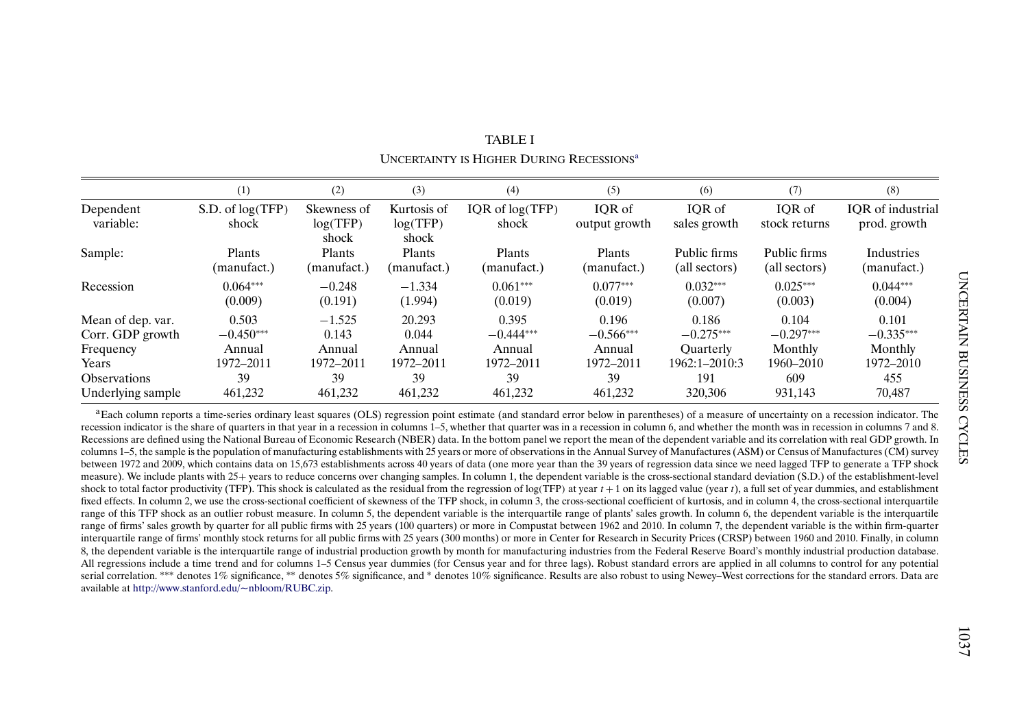TABLE I

UNCERTAINTY IS HIGHER DURING RECESSIONS[a]

| | (1) | (2) | (3) | (4) | (5) | (6) | (7) | (8) |
|---|---|---|---|---|---|---|---|---|
| Dependent variable: | S.D. of log(TFP) shock | Skewness of log(TFP) shock | Kurtosis of log(TFP) shock | IQR of log(TFP) shock | IQR of output growth | IQR of sales growth | IQR of stock returns | IQR of industrial prod. growth |
| Sample: | Plants (manufact.) | Plants (manufact.) | Plants (manufact.) | Plants (manufact.) | Plants (manufact.) | Public firms (all sectors) | Public firms (all sectors) | Industries (manufact.) |
| Recession | 0.064*** | −0.248 | −1.334 | 0.061*** | 0.077*** | 0.032*** | 0.025*** | 0.044*** |
| | (0.009) | (0.191) | (1.994) | (0.019) | (0.019) | (0.007) | (0.003) | (0.004) |
| Mean of dep. var. | 0.503 | −1.525 | 20.293 | 0.395 | 0.196 | 0.186 | 0.104 | 0.101 |
| Corr. GDP growth | −0.450*** | 0.143 | 0.044 | −0.444*** | −0.566*** | −0.275*** | −0.297*** | −0.335*** |
| Frequency | Annual | Annual | Annual | Annual | Annual | Quarterly | Monthly | Monthly |
| Years | 1972–2011 | 1972–2011 | 1972–2011 | 1972–2011 | 1972–2011 | 1962:1–2010:3 | 1960–2010 | 1972–2010 |
| Observations | 39 | 39 | 39 | 39 | 39 | 191 | 609 | 455 |
| Underlying sample | 461,232 | 461,232 | 461,232 | 461,232 | 461,232 | 320,306 | 931,143 | 70,487 |

[a]Each column reports a time-series ordinary least squares (OLS) regression point estimate (and standard error below in parentheses) of a measure of uncertainty on a recession indicator. The recession indicator is the share of quarters in that year in a recession in columns 1–5, whether that quarter was in a recession in column 6, and whether the month was in recession in columns 7 and 8. Recessions are defined using the National Bureau of Economic Research (NBER) data. In the bottom panel we report the mean of the dependent variable and its correlation with real GDP growth. In columns 1–5, the sample is the population of manufacturing establishments with 25 years or more of observations in the Annual Survey of Manufactures (ASM) or Census of Manufactures (CM) survey between 1972 and 2009, which contains data on 15,673 establishments across 40 years of data (one more year than the 39 years of regression data since we need lagged TFP to generate a TFP shock measure). We include plants with 25+ years to reduce concerns over changing samples. In column 1, the dependent variable is the cross-sectional standard deviation (S.D.) of the establishment-level shock to total factor productivity (TFP). This shock is calculated as the residual from the regression of log(TFP) at year $t+1$ on its lagged value (year $t$), a full set of year dummies, and establishment fixed effects. In column 2, we use the cross-sectional coefficient of skewness of the TFP shock, in column 3, the cross-sectional coefficient of kurtosis, and in column 4, the cross-sectional interquartile range of this TFP shock as an outlier robust measure. In column 5, the dependent variable is the interquartile range of plants' sales growth. In column 6, the dependent variable is the interquartile range of firms' sales growth by quarter for all public firms with 25 years (100 quarters) or more in Compustat between 1962 and 2010. In column 7, the dependent variable is the within firm-quarter interquartile range of firms' monthly stock returns for all public firms with 25 years (300 months) or more in Center for Research in Security Prices (CRSP) between 1960 and 2010. Finally, in column 8, the dependent variable is the interquartile range of industrial production growth by month for manufacturing industries from the Federal Reserve Board's monthly industrial production database. All regressions include a time trend and for columns 1–5 Census year dummies (for Census year and for three lags). Robust standard errors are applied in all columns to control for any potential serial correlation. *** denotes 1% significance, ** denotes 5% significance, and * denotes 10% significance. Results are also robust to using Newey–West corrections for the standard errors. Data are available at http://www.stanford.edu/~nbloom/RUBC.zip.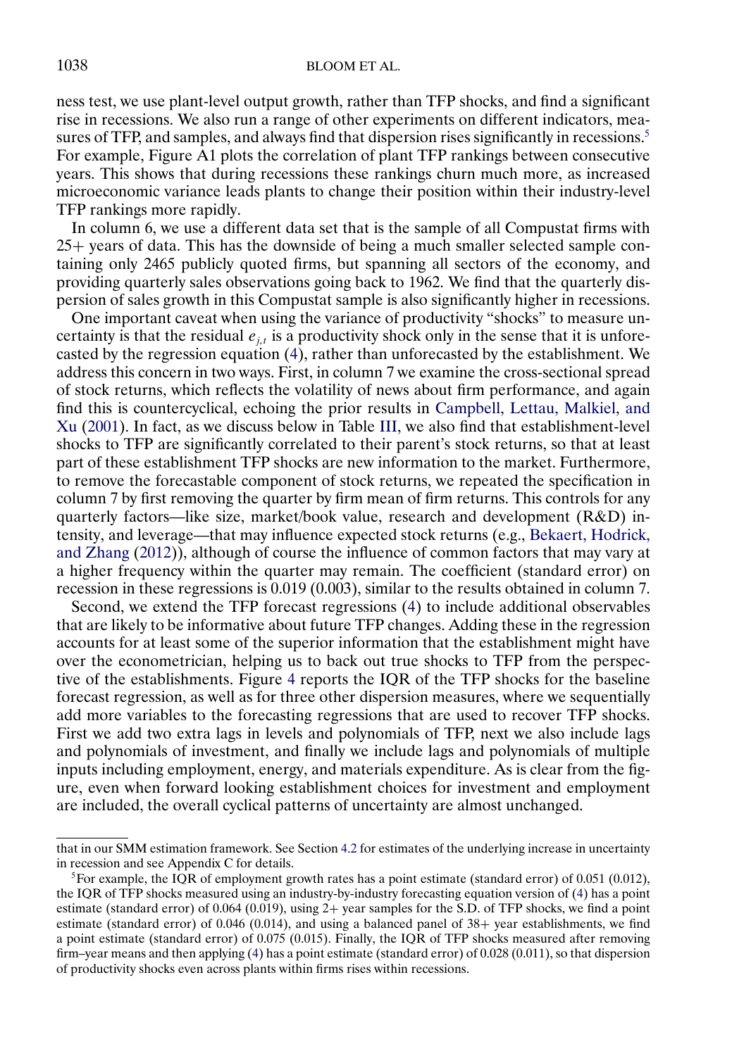ness test, we use plant-level output growth, rather than TFP shocks, and find a significant rise in recessions. We also run a range of other experiments on different indicators, measures of TFP, and samples, and always find that dispersion rises significantly in recessions.[5] For example, Figure A1 plots the correlation of plant TFP rankings between consecutive years. This shows that during recessions these rankings churn much more, as increased microeconomic variance leads plants to change their position within their industry-level TFP rankings more rapidly.

In column 6, we use a different data set that is the sample of all Compustat firms with 25+ years of data. This has the downside of being a much smaller selected sample containing only 2465 publicly quoted firms, but spanning all sectors of the economy, and providing quarterly sales observations going back to 1962. We find that the quarterly dispersion of sales growth in this Compustat sample is also significantly higher in recessions.

One important caveat when using the variance of productivity "shocks" to measure uncertainty is that the residual $e_{j,t}$ is a productivity shock only in the sense that it is unforecasted by the regression equation (4), rather than unforecasted by the establishment. We address this concern in two ways. First, in column 7 we examine the cross-sectional spread of stock returns, which reflects the volatility of news about firm performance, and again find this is countercyclical, echoing the prior results in Campbell, Lettau, Malkiel, and Xu (2001). In fact, as we discuss below in Table III, we also find that establishment-level shocks to TFP are significantly correlated to their parent's stock returns, so that at least part of these establishment TFP shocks are new information to the market. Furthermore, to remove the forecastable component of stock returns, we repeated the specification in column 7 by first removing the quarter by firm mean of firm returns. This controls for any quarterly factors—like size, market/book value, research and development (R&D) intensity, and leverage—that may influence expected stock returns (e.g., Bekaert, Hodrick, and Zhang (2012)), although of course the influence of common factors that may vary at a higher frequency within the quarter may remain. The coefficient (standard error) on recession in these regressions is 0.019 (0.003), similar to the results obtained in column 7.

Second, we extend the TFP forecast regressions (4) to include additional observables that are likely to be informative about future TFP changes. Adding these in the regression accounts for at least some of the superior information that the establishment might have over the econometrician, helping us to back out true shocks to TFP from the perspective of the establishments. Figure 4 reports the IQR of the TFP shocks for the baseline forecast regression, as well as for three other dispersion measures, where we sequentially add more variables to the forecasting regressions that are used to recover TFP shocks. First we add two extra lags in levels and polynomials of TFP, next we also include lags and polynomials of investment, and finally we include lags and polynomials of multiple inputs including employment, energy, and materials expenditure. As is clear from the figure, even when forward looking establishment choices for investment and employment are included, the overall cyclical patterns of uncertainty are almost unchanged.

---

that in our SMM estimation framework. See Section 4.2 for estimates of the underlying increase in uncertainty in recession and see Appendix C for details.

[5]For example, the IQR of employment growth rates has a point estimate (standard error) of 0.051 (0.012), the IQR of TFP shocks measured using an industry-by-industry forecasting equation version of (4) has a point estimate (standard error) of 0.064 (0.019), using 2+ year samples for the S.D. of TFP shocks, we find a point estimate (standard error) of 0.046 (0.014), and using a balanced panel of 38+ year establishments, we find a point estimate (standard error) of 0.075 (0.015). Finally, the IQR of TFP shocks measured after removing firm–year means and then applying (4) has a point estimate (standard error) of 0.028 (0.011), so that dispersion of productivity shocks even across plants within firms rises within recessions.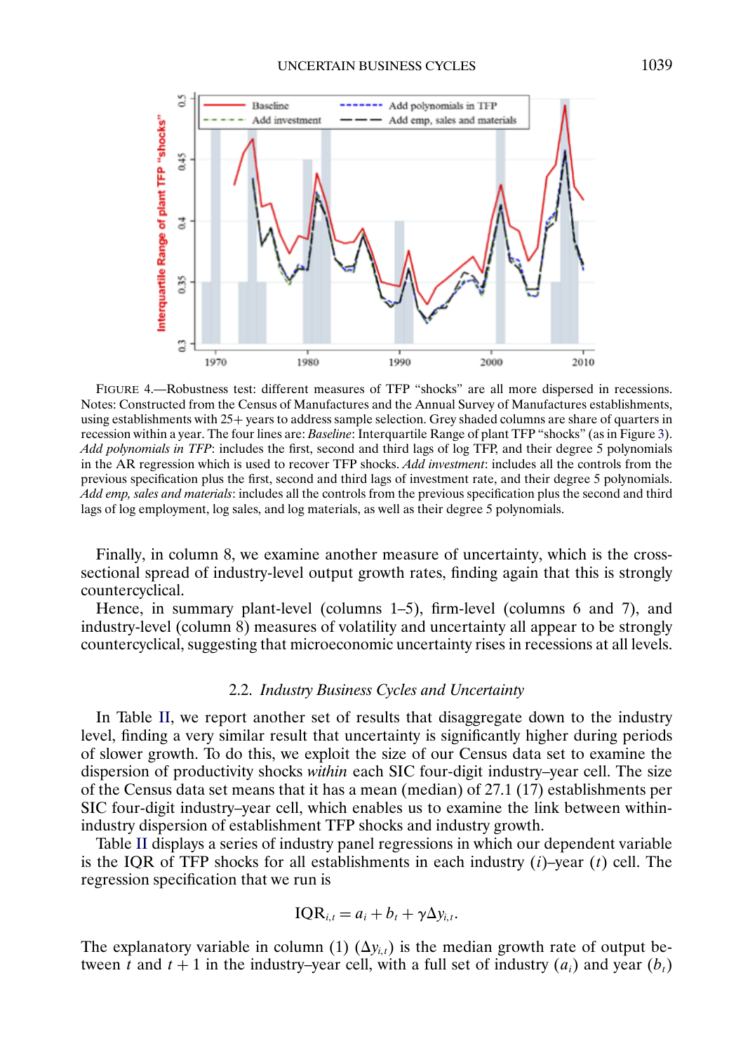FIGURE 4.—Robustness test: different measures of TFP "shocks" are all more dispersed in recessions. Notes: Constructed from the Census of Manufactures and the Annual Survey of Manufactures establishments, using establishments with 25+ years to address sample selection. Grey shaded columns are share of quarters in recession within a year. The four lines are: *Baseline*: Interquartile Range of plant TFP "shocks" (as in Figure 3). *Add polynomials in TFP*: includes the first, second and third lags of log TFP, and their degree 5 polynomials in the AR regression which is used to recover TFP shocks. *Add investment*: includes all the controls from the previous specification plus the first, second and third lags of investment rate, and their degree 5 polynomials. *Add emp, sales and materials*: includes all the controls from the previous specification plus the second and third lags of log employment, log sales, and log materials, as well as their degree 5 polynomials.

Finally, in column 8, we examine another measure of uncertainty, which is the cross-sectional spread of industry-level output growth rates, finding again that this is strongly countercyclical.

Hence, in summary plant-level (columns 1–5), firm-level (columns 6 and 7), and industry-level (column 8) measures of volatility and uncertainty all appear to be strongly countercyclical, suggesting that microeconomic uncertainty rises in recessions at all levels.

### 2.2. *Industry Business Cycles and Uncertainty*

In Table II, we report another set of results that disaggregate down to the industry level, finding a very similar result that uncertainty is significantly higher during periods of slower growth. To do this, we exploit the size of our Census data set to examine the dispersion of productivity shocks *within* each SIC four-digit industry–year cell. The size of the Census data set means that it has a mean (median) of 27.1 (17) establishments per SIC four-digit industry–year cell, which enables us to examine the link between within-industry dispersion of establishment TFP shocks and industry growth.

Table II displays a series of industry panel regressions in which our dependent variable is the IQR of TFP shocks for all establishments in each industry ($i$)–year ($t$) cell. The regression specification that we run is

$$\text{IQR}_{i,t} = a_i + b_t + \gamma \Delta y_{i,t}.$$

The explanatory variable in column (1) ($\Delta y_{i,t}$) is the median growth rate of output between $t$ and $t+1$ in the industry–year cell, with a full set of industry ($a_i$) and year ($b_t$)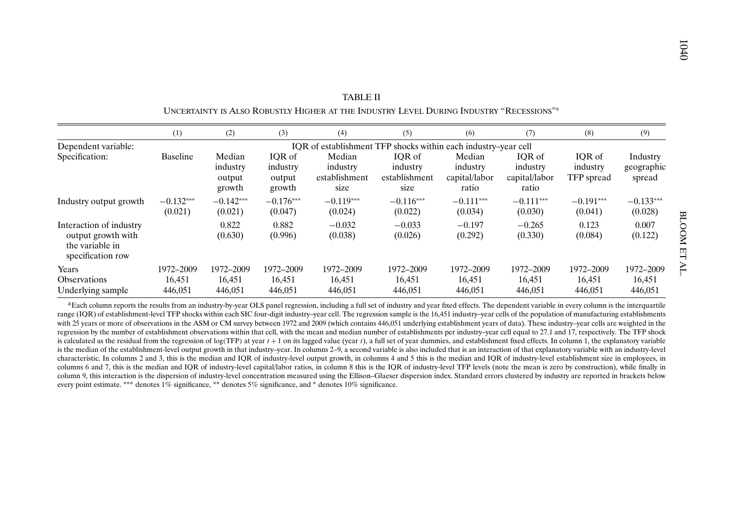TABLE II

UNCERTAINTY IS ALSO ROBUSTLY HIGHER AT THE INDUSTRY LEVEL DURING INDUSTRY "RECESSIONS"[a]

| | (1) | (2) | (3) | (4) | (5) | (6) | (7) | (8) | (9) |
|---|---|---|---|---|---|---|---|---|---|
| Dependent variable: | IQR of establishment TFP shocks within each industry–year cell | | | | | | | | |
| Specification: | Baseline | Median industry output growth | IQR of industry output growth | Median industry establishment size | IQR of industry establishment size | Median industry capital/labor ratio | IQR of industry capital/labor ratio | IQR of industry TFP spread | Industry geographic spread |
| Industry output growth | −0.132*** | −0.142*** | −0.176*** | −0.119*** | −0.116*** | −0.111*** | −0.111*** | −0.191*** | −0.133*** |
| | (0.021) | (0.021) | (0.047) | (0.024) | (0.022) | (0.034) | (0.030) | (0.041) | (0.028) |
| Interaction of industry output growth with the variable in specification row | | 0.822 | 0.882 | −0.032 | −0.033 | −0.197 | −0.265 | 0.123 | 0.007 |
| | | (0.630) | (0.996) | (0.038) | (0.026) | (0.292) | (0.330) | (0.084) | (0.122) |
| Years | 1972–2009 | 1972–2009 | 1972–2009 | 1972–2009 | 1972–2009 | 1972–2009 | 1972–2009 | 1972–2009 | 1972–2009 |
| Observations | 16,451 | 16,451 | 16,451 | 16,451 | 16,451 | 16,451 | 16,451 | 16,451 | 16,451 |
| Underlying sample | 446,051 | 446,051 | 446,051 | 446,051 | 446,051 | 446,051 | 446,051 | 446,051 | 446,051 |

[a]Each column reports the results from an industry-by-year OLS panel regression, including a full set of industry and year fixed effects. The dependent variable in every column is the interquartile range (IQR) of establishment-level TFP shocks within each SIC four-digit industry–year cell. The regression sample is the 16,451 industry–year cells of the population of manufacturing establishments with 25 years or more of observations in the ASM or CM survey between 1972 and 2009 (which contains 446,051 underlying establishment years of data). These industry–year cells are weighted in the regression by the number of establishment observations within that cell, with the mean and median number of establishments per industry–year cell equal to 27.1 and 17, respectively. The TFP shock is calculated as the residual from the regression of log(TFP) at year $t+1$ on its lagged value (year $t$), a full set of year dummies, and establishment fixed effects. In column 1, the explanatory variable is the median of the establishment-level output growth in that industry–year. In columns 2–9, a second variable is also included that is an interaction of that explanatory variable with an industry-level characteristic. In columns 2 and 3, this is the median and IQR of industry-level output growth, in columns 4 and 5 this is the median and IQR of industry-level establishment size in employees, in columns 6 and 7, this is the median and IQR of industry-level capital/labor ratios, in column 8 this is the IQR of industry-level TFP levels (note the mean is zero by construction), while finally in column 9, this interaction is the dispersion of industry-level concentration measured using the Ellison–Glaeser dispersion index. Standard errors clustered by industry are reported in brackets below every point estimate. *** denotes 1% significance, ** denotes 5% significance, and * denotes 10% significance.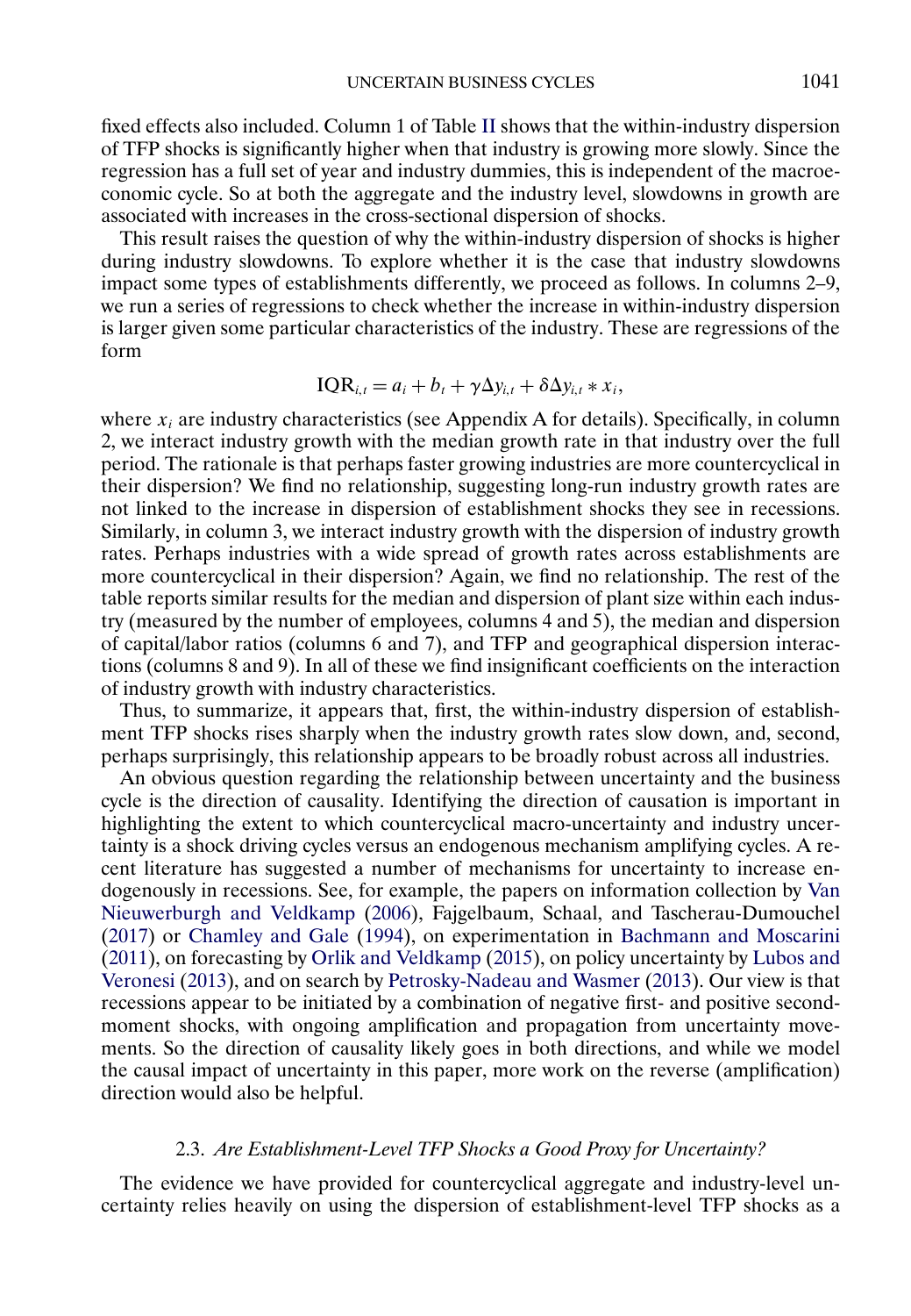fixed effects also included. Column 1 of Table II shows that the within-industry dispersion of TFP shocks is significantly higher when that industry is growing more slowly. Since the regression has a full set of year and industry dummies, this is independent of the macroeconomic cycle. So at both the aggregate and the industry level, slowdowns in growth are associated with increases in the cross-sectional dispersion of shocks.

This result raises the question of why the within-industry dispersion of shocks is higher during industry slowdowns. To explore whether it is the case that industry slowdowns impact some types of establishments differently, we proceed as follows. In columns 2–9, we run a series of regressions to check whether the increase in within-industry dispersion is larger given some particular characteristics of the industry. These are regressions of the form

$$\mathrm{IQR}_{i,t} = a_i + b_t + \gamma \Delta y_{i,t} + \delta \Delta y_{i,t} * x_i,$$

where $x_i$ are industry characteristics (see Appendix A for details). Specifically, in column 2, we interact industry growth with the median growth rate in that industry over the full period. The rationale is that perhaps faster growing industries are more countercyclical in their dispersion? We find no relationship, suggesting long-run industry growth rates are not linked to the increase in dispersion of establishment shocks they see in recessions. Similarly, in column 3, we interact industry growth with the dispersion of industry growth rates. Perhaps industries with a wide spread of growth rates across establishments are more countercyclical in their dispersion? Again, we find no relationship. The rest of the table reports similar results for the median and dispersion of plant size within each industry (measured by the number of employees, columns 4 and 5), the median and dispersion of capital/labor ratios (columns 6 and 7), and TFP and geographical dispersion interactions (columns 8 and 9). In all of these we find insignificant coefficients on the interaction of industry growth with industry characteristics.

Thus, to summarize, it appears that, first, the within-industry dispersion of establishment TFP shocks rises sharply when the industry growth rates slow down, and, second, perhaps surprisingly, this relationship appears to be broadly robust across all industries.

An obvious question regarding the relationship between uncertainty and the business cycle is the direction of causality. Identifying the direction of causation is important in highlighting the extent to which countercyclical macro-uncertainty and industry uncertainty is a shock driving cycles versus an endogenous mechanism amplifying cycles. A recent literature has suggested a number of mechanisms for uncertainty to increase endogenously in recessions. See, for example, the papers on information collection by Van Nieuwerburgh and Veldkamp (2006), Fajgelbaum, Schaal, and Tascherau-Dumouchel (2017) or Chamley and Gale (1994), on experimentation in Bachmann and Moscarini (2011), on forecasting by Orlik and Veldkamp (2015), on policy uncertainty by Lubos and Veronesi (2013), and on search by Petrosky-Nadeau and Wasmer (2013). Our view is that recessions appear to be initiated by a combination of negative first- and positive second-moment shocks, with ongoing amplification and propagation from uncertainty movements. So the direction of causality likely goes in both directions, and while we model the causal impact of uncertainty in this paper, more work on the reverse (amplification) direction would also be helpful.

### 2.3. *Are Establishment-Level TFP Shocks a Good Proxy for Uncertainty?*

The evidence we have provided for countercyclical aggregate and industry-level uncertainty relies heavily on using the dispersion of establishment-level TFP shocks as a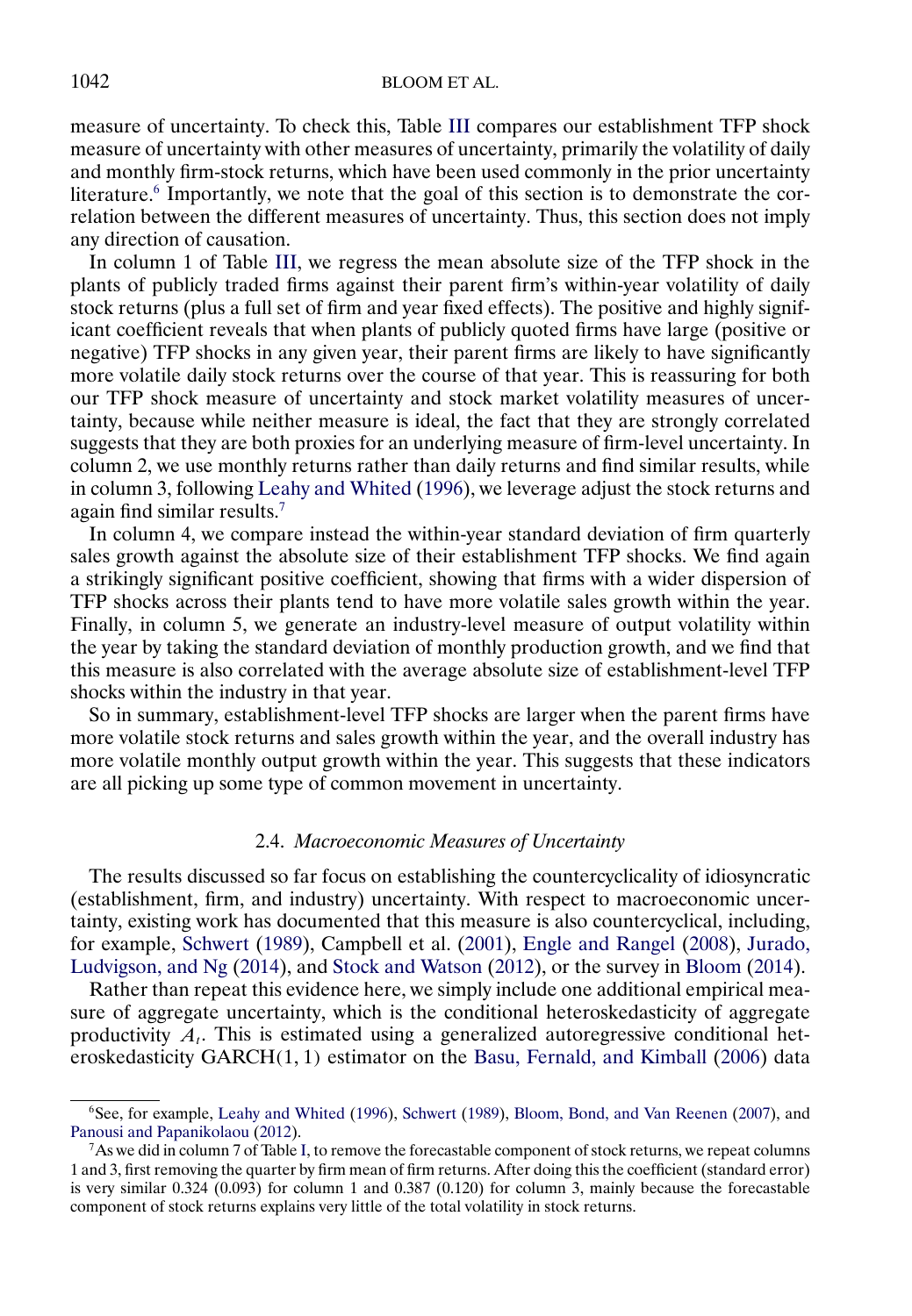measure of uncertainty. To check this, Table III compares our establishment TFP shock measure of uncertainty with other measures of uncertainty, primarily the volatility of daily and monthly firm-stock returns, which have been used commonly in the prior uncertainty literature.[6] Importantly, we note that the goal of this section is to demonstrate the correlation between the different measures of uncertainty. Thus, this section does not imply any direction of causation.

In column 1 of Table III, we regress the mean absolute size of the TFP shock in the plants of publicly traded firms against their parent firm's within-year volatility of daily stock returns (plus a full set of firm and year fixed effects). The positive and highly significant coefficient reveals that when plants of publicly quoted firms have large (positive or negative) TFP shocks in any given year, their parent firms are likely to have significantly more volatile daily stock returns over the course of that year. This is reassuring for both our TFP shock measure of uncertainty and stock market volatility measures of uncertainty, because while neither measure is ideal, the fact that they are strongly correlated suggests that they are both proxies for an underlying measure of firm-level uncertainty. In column 2, we use monthly returns rather than daily returns and find similar results, while in column 3, following Leahy and Whited (1996), we leverage adjust the stock returns and again find similar results.[7]

In column 4, we compare instead the within-year standard deviation of firm quarterly sales growth against the absolute size of their establishment TFP shocks. We find again a strikingly significant positive coefficient, showing that firms with a wider dispersion of TFP shocks across their plants tend to have more volatile sales growth within the year. Finally, in column 5, we generate an industry-level measure of output volatility within the year by taking the standard deviation of monthly production growth, and we find that this measure is also correlated with the average absolute size of establishment-level TFP shocks within the industry in that year.

So in summary, establishment-level TFP shocks are larger when the parent firms have more volatile stock returns and sales growth within the year, and the overall industry has more volatile monthly output growth within the year. This suggests that these indicators are all picking up some type of common movement in uncertainty.

### 2.4. *Macroeconomic Measures of Uncertainty*

The results discussed so far focus on establishing the countercyclicality of idiosyncratic (establishment, firm, and industry) uncertainty. With respect to macroeconomic uncertainty, existing work has documented that this measure is also countercyclical, including, for example, Schwert (1989), Campbell et al. (2001), Engle and Rangel (2008), Jurado, Ludvigson, and Ng (2014), and Stock and Watson (2012), or the survey in Bloom (2014).

Rather than repeat this evidence here, we simply include one additional empirical measure of aggregate uncertainty, which is the conditional heteroskedasticity of aggregate productivity $A_t$. This is estimated using a generalized autoregressive conditional heteroskedasticity GARCH(1, 1) estimator on the Basu, Fernald, and Kimball (2006) data

---

[6] See, for example, Leahy and Whited (1996), Schwert (1989), Bloom, Bond, and Van Reenen (2007), and Panousi and Papanikolaou (2012).

[7] As we did in column 7 of Table I, to remove the forecastable component of stock returns, we repeat columns 1 and 3, first removing the quarter by firm mean of firm returns. After doing this the coefficient (standard error) is very similar 0.324 (0.093) for column 1 and 0.387 (0.120) for column 3, mainly because the forecastable component of stock returns explains very little of the total volatility in stock returns.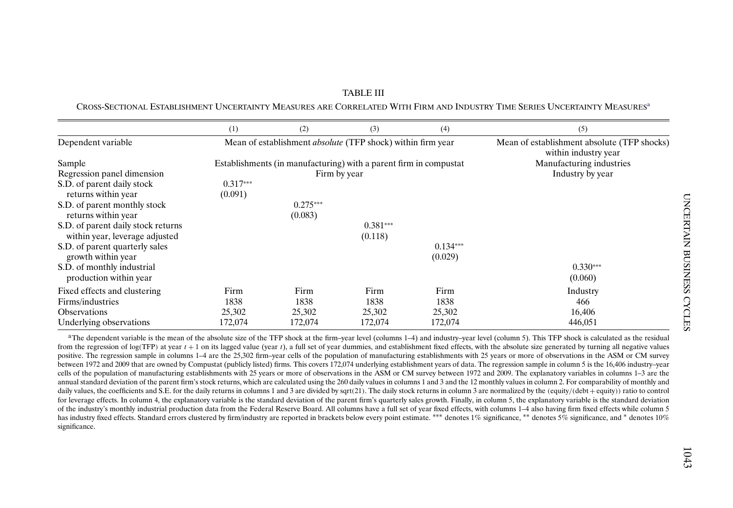TABLE III

CROSS-SECTIONAL ESTABLISHMENT UNCERTAINTY MEASURES ARE CORRELATED WITH FIRM AND INDUSTRY TIME SERIES UNCERTAINTY MEASURES[a]

| | (1) | (2) | (3) | (4) | (5) |
|---|---|---|---|---|---|
| Dependent variable | Mean of establishment *absolute* (TFP shock) within firm year | | | | Mean of establishment absolute (TFP shocks) within industry year |
| Sample | Establishments (in manufacturing) with a parent firm in compustat | | | | Manufacturing industries |
| Regression panel dimension | Firm by year | | | | Industry by year |
| S.D. of parent daily stock returns within year | 0.317*** (0.091) | | | | |
| S.D. of parent monthly stock returns within year | | 0.275*** (0.083) | | | |
| S.D. of parent daily stock returns within year, leverage adjusted | | | 0.381*** (0.118) | | |
| S.D. of parent quarterly sales growth within year | | | | 0.134*** (0.029) | |
| S.D. of monthly industrial production within year | | | | | 0.330*** (0.060) |
| Fixed effects and clustering | Firm | Firm | Firm | Firm | Industry |
| Firms/industries | 1838 | 1838 | 1838 | 1838 | 466 |
| Observations | 25,302 | 25,302 | 25,302 | 25,302 | 16,406 |
| Underlying observations | 172,074 | 172,074 | 172,074 | 172,074 | 446,051 |

[a]The dependent variable is the mean of the absolute size of the TFP shock at the firm–year level (columns 1–4) and industry–year level (column 5). This TFP shock is calculated as the residual from the regression of log(TFP) at year $t+1$ on its lagged value (year $t$), a full set of year dummies, and establishment fixed effects, with the absolute size generated by turning all negative values positive. The regression sample in columns 1–4 are the 25,302 firm–year cells of the population of manufacturing establishments with 25 years or more of observations in the ASM or CM survey between 1972 and 2009 that are owned by Compustat (publicly listed) firms. This covers 172,074 underlying establishment years of data. The regression sample in column 5 is the 16,406 industry–year cells of the population of manufacturing establishments with 25 years or more of observations in the ASM or CM survey between 1972 and 2009. The explanatory variables in columns 1–3 are the annual standard deviation of the parent firm's stock returns, which are calculated using the 260 daily values in columns 1 and 3 and the 12 monthly values in column 2. For comparability of monthly and daily values, the coefficients and S.E. for the daily returns in columns 1 and 3 are divided by sqrt(21). The daily stock returns in column 3 are normalized by the (equity/(debt + equity)) ratio to control for leverage effects. In column 4, the explanatory variable is the standard deviation of the parent firm's quarterly sales growth. Finally, in column 5, the explanatory variable is the standard deviation of the industry's monthly industrial production data from the Federal Reserve Board. All columns have a full set of year fixed effects, with columns 1–4 also having firm fixed effects while column 5 has industry fixed effects. Standard errors clustered by firm/industry are reported in brackets below every point estimate. *** denotes 1% significance, ** denotes 5% significance, and * denotes 10% significance.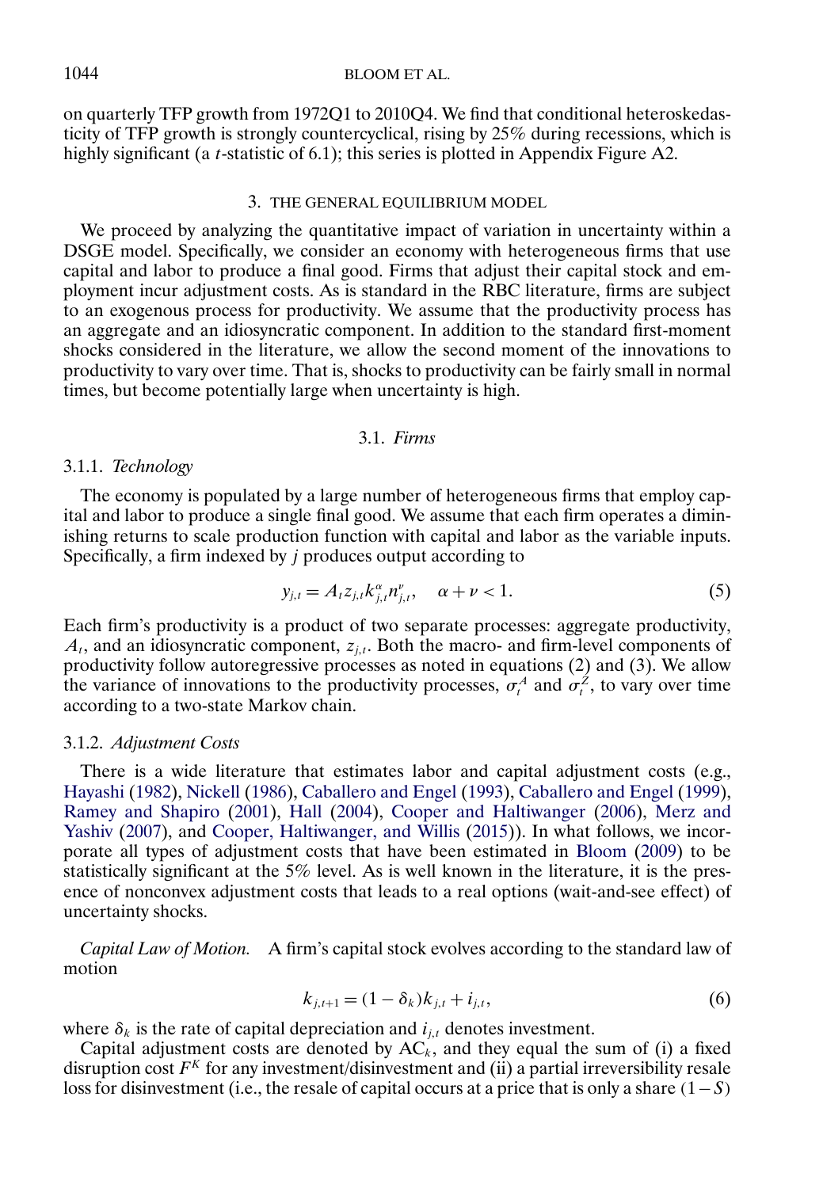on quarterly TFP growth from 1972Q1 to 2010Q4. We find that conditional heteroskedasticity of TFP growth is strongly countercyclical, rising by 25% during recessions, which is highly significant (a $t$-statistic of 6.1); this series is plotted in Appendix Figure A2.

## 3. THE GENERAL EQUILIBRIUM MODEL

We proceed by analyzing the quantitative impact of variation in uncertainty within a DSGE model. Specifically, we consider an economy with heterogeneous firms that use capital and labor to produce a final good. Firms that adjust their capital stock and employment incur adjustment costs. As is standard in the RBC literature, firms are subject to an exogenous process for productivity. We assume that the productivity process has an aggregate and an idiosyncratic component. In addition to the standard first-moment shocks considered in the literature, we allow the second moment of the innovations to productivity to vary over time. That is, shocks to productivity can be fairly small in normal times, but become potentially large when uncertainty is high.

### 3.1. *Firms*

#### 3.1.1. *Technology*

The economy is populated by a large number of heterogeneous firms that employ capital and labor to produce a single final good. We assume that each firm operates a diminishing returns to scale production function with capital and labor as the variable inputs. Specifically, a firm indexed by $j$ produces output according to

$$y_{j,t} = A_t z_{j,t} k_{j,t}^{\alpha} n_{j,t}^{\nu}, \quad \alpha + \nu < 1. \tag{5}$$

Each firm's productivity is a product of two separate processes: aggregate productivity, $A_t$, and an idiosyncratic component, $z_{j,t}$. Both the macro- and firm-level components of productivity follow autoregressive processes as noted in equations (2) and (3). We allow the variance of innovations to the productivity processes, $\sigma_t^A$ and $\sigma_t^Z$, to vary over time according to a two-state Markov chain.

#### 3.1.2. *Adjustment Costs*

There is a wide literature that estimates labor and capital adjustment costs (e.g., Hayashi (1982), Nickell (1986), Caballero and Engel (1993), Caballero and Engel (1999), Ramey and Shapiro (2001), Hall (2004), Cooper and Haltiwanger (2006), Merz and Yashiv (2007), and Cooper, Haltiwanger, and Willis (2015)). In what follows, we incorporate all types of adjustment costs that have been estimated in Bloom (2009) to be statistically significant at the 5% level. As is well known in the literature, it is the presence of nonconvex adjustment costs that leads to a real options (wait-and-see effect) of uncertainty shocks.

*Capital Law of Motion.* A firm's capital stock evolves according to the standard law of motion

$$k_{j,t+1} = (1 - \delta_k) k_{j,t} + i_{j,t}, \tag{6}$$

where $\delta_k$ is the rate of capital depreciation and $i_{j,t}$ denotes investment.

Capital adjustment costs are denoted by $\mathrm{AC}_k$, and they equal the sum of (i) a fixed disruption cost $F^K$ for any investment/disinvestment and (ii) a partial irreversibility resale loss for disinvestment (i.e., the resale of capital occurs at a price that is only a share $(1 - S)$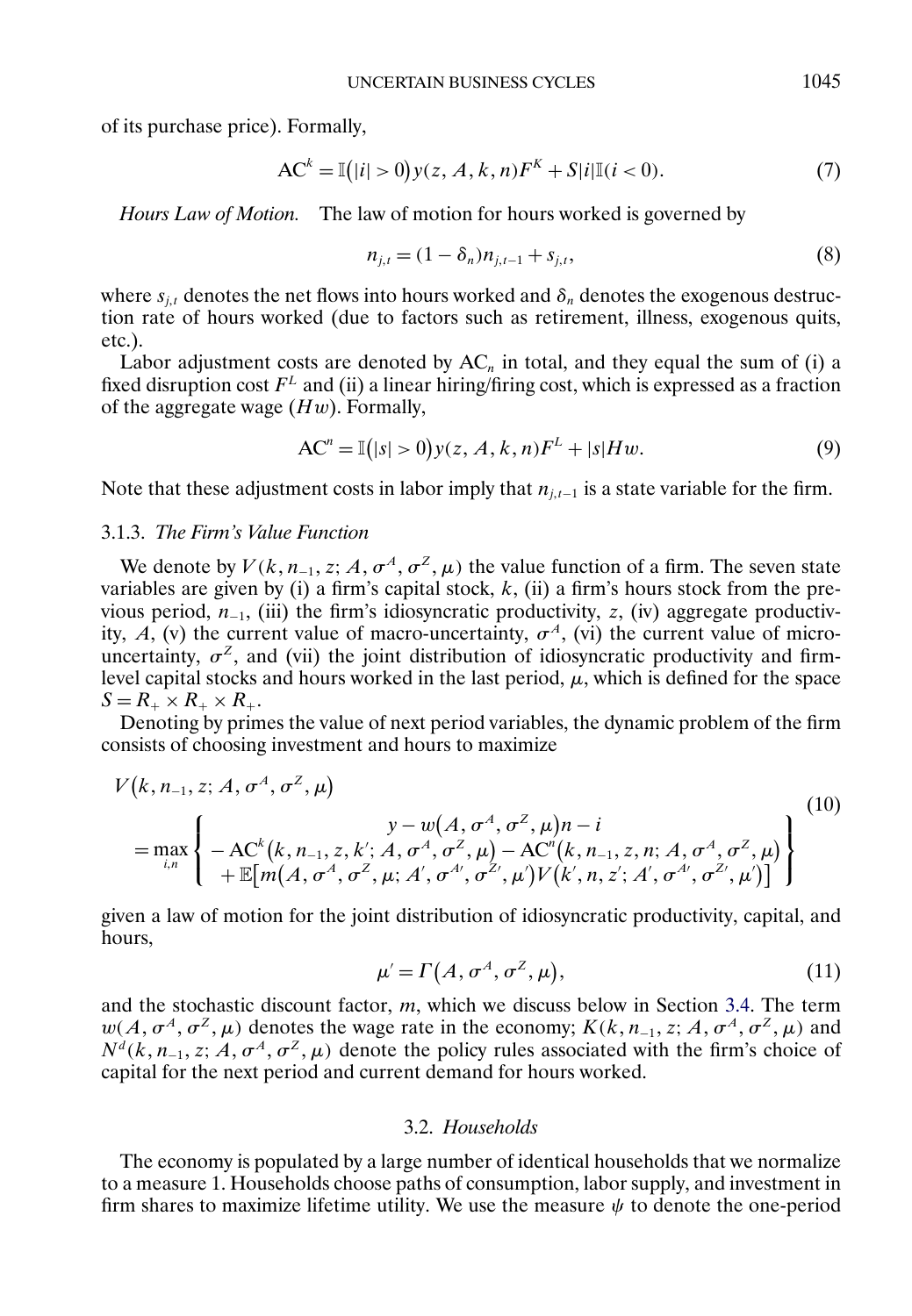of its purchase price). Formally,

$$\mathrm{AC}^k = \mathbb{I}\big(|i| > 0\big) y(z, A, k, n) F^K + S|i|\mathbb{I}(i < 0). \tag{7}$$

*Hours Law of Motion.* The law of motion for hours worked is governed by

$$n_{j,t} = (1 - \delta_n) n_{j,t-1} + s_{j,t}, \tag{8}$$

where $s_{j,t}$ denotes the net flows into hours worked and $\delta_n$ denotes the exogenous destruction rate of hours worked (due to factors such as retirement, illness, exogenous quits, etc.).

Labor adjustment costs are denoted by $\mathrm{AC}_n$ in total, and they equal the sum of (i) a fixed disruption cost $F^L$ and (ii) a linear hiring/firing cost, which is expressed as a fraction of the aggregate wage ($Hw$). Formally,

$$\mathrm{AC}^n = \mathbb{I}\big(|s| > 0\big) y(z, A, k, n) F^L + |s| Hw. \tag{9}$$

Note that these adjustment costs in labor imply that $n_{j,t-1}$ is a state variable for the firm.

### 3.1.3. *The Firm's Value Function*

We denote by $V(k, n_{-1}, z; A, \sigma^A, \sigma^Z, \mu)$ the value function of a firm. The seven state variables are given by (i) a firm's capital stock, $k$, (ii) a firm's hours stock from the previous period, $n_{-1}$, (iii) the firm's idiosyncratic productivity, $z$, (iv) aggregate productivity, $A$, (v) the current value of macro-uncertainty, $\sigma^A$, (vi) the current value of micro-uncertainty, $\sigma^Z$, and (vii) the joint distribution of idiosyncratic productivity and firm-level capital stocks and hours worked in the last period, $\mu$, which is defined for the space $S = R_+ \times R_+ \times R_+$.

Denoting by primes the value of next period variables, the dynamic problem of the firm consists of choosing investment and hours to maximize

$$\begin{aligned} & V(k, n_{-1}, z; A, \sigma^A, \sigma^Z, \mu) \\ & \quad = \max_{i,n} \left\{ \begin{array}{c} y - w(A, \sigma^A, \sigma^Z, \mu) n - i \\ - \mathrm{AC}^k(k, n_{-1}, z, k'; A, \sigma^A, \sigma^Z, \mu) - \mathrm{AC}^n(k, n_{-1}, z, n; A, \sigma^A, \sigma^Z, \mu) \\ + \mathbb{E}\big[m(A, \sigma^A, \sigma^Z, \mu; A', \sigma^{A\prime}, \sigma^{Z\prime}, \mu') V(k', n, z'; A', \sigma^{A\prime}, \sigma^{Z\prime}, \mu')\big] \end{array} \right\} \end{aligned} \tag{10}$$

given a law of motion for the joint distribution of idiosyncratic productivity, capital, and hours,

$$\mu' = \Gamma(A, \sigma^A, \sigma^Z, \mu), \tag{11}$$

and the stochastic discount factor, $m$, which we discuss below in Section 3.4. The term $w(A, \sigma^A, \sigma^Z, \mu)$ denotes the wage rate in the economy; $K(k, n_{-1}, z; A, \sigma^A, \sigma^Z, \mu)$ and $N^d(k, n_{-1}, z; A, \sigma^A, \sigma^Z, \mu)$ denote the policy rules associated with the firm's choice of capital for the next period and current demand for hours worked.

## 3.2. *Households*

The economy is populated by a large number of identical households that we normalize to a measure 1. Households choose paths of consumption, labor supply, and investment in firm shares to maximize lifetime utility. We use the measure $\psi$ to denote the one-period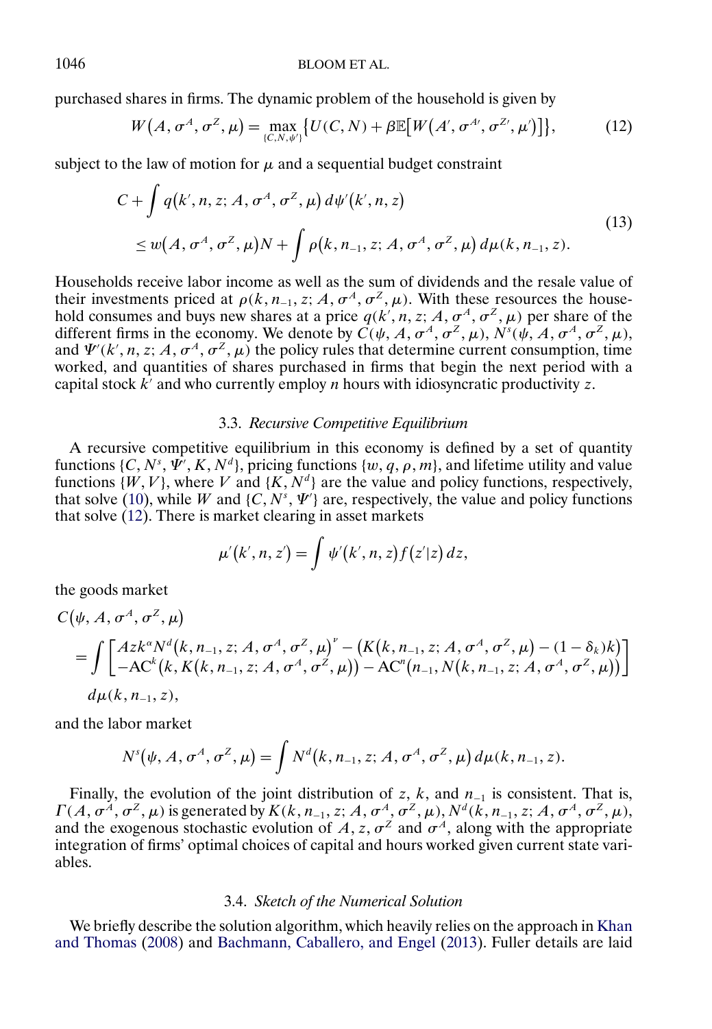purchased shares in firms. The dynamic problem of the household is given by

$$W(A, \sigma^A, \sigma^Z, \mu) = \max_{\{C,N,\psi'\}} \{U(C, N) + \beta \mathbb{E}[W(A', \sigma^{A\prime}, \sigma^{Z\prime}, \mu')]\}, \tag{12}$$

subject to the law of motion for $\mu$ and a sequential budget constraint

$$\begin{aligned} C &+ \int q(k', n, z; A, \sigma^A, \sigma^Z, \mu)\, d\psi'(k', n, z) \\ &\leq w(A, \sigma^A, \sigma^Z, \mu)N + \int \rho(k, n_{-1}, z; A, \sigma^A, \sigma^Z, \mu)\, d\mu(k, n_{-1}, z). \end{aligned} \tag{13}$$

Households receive labor income as well as the sum of dividends and the resale value of their investments priced at $\rho(k, n_{-1}, z; A, \sigma^A, \sigma^Z, \mu)$. With these resources the household consumes and buys new shares at a price $q(k', n, z; A, \sigma^A, \sigma^Z, \mu)$ per share of the different firms in the economy. We denote by $C(\psi, A, \sigma^A, \sigma^Z, \mu)$, $N^s(\psi, A, \sigma^A, \sigma^Z, \mu)$, and $\Psi'(k', n, z; A, \sigma^A, \sigma^Z, \mu)$ the policy rules that determine current consumption, time worked, and quantities of shares purchased in firms that begin the next period with a capital stock $k'$ and who currently employ $n$ hours with idiosyncratic productivity $z$.

## 3.3. *Recursive Competitive Equilibrium*

A recursive competitive equilibrium in this economy is defined by a set of quantity functions $\{C, N^s, \Psi', K, N^d\}$, pricing functions $\{w, q, \rho, m\}$, and lifetime utility and value functions $\{W, V\}$, where $V$ and $\{K, N^d\}$ are the value and policy functions, respectively, that solve (10), while $W$ and $\{C, N^s, \Psi'\}$ are, respectively, the value and policy functions that solve (12). There is market clearing in asset markets

$$\mu'(k', n, z') = \int \psi'(k', n, z) f(z'|z)\, dz,$$

the goods market

$$\begin{aligned} &C(\psi, A, \sigma^A, \sigma^Z, \mu) \\ &= \int \begin{bmatrix} Azk^\alpha N^d(k, n_{-1}, z; A, \sigma^A, \sigma^Z, \mu)^\nu - (K(k, n_{-1}, z; A, \sigma^A, \sigma^Z, \mu) - (1-\delta_k)k) \\ -\mathrm{AC}^k(k, K(k, n_{-1}, z; A, \sigma^A, \sigma^Z, \mu)) - \mathrm{AC}^n(n_{-1}, N(k, n_{-1}, z; A, \sigma^A, \sigma^Z, \mu)) \end{bmatrix} \\ &\quad d\mu(k, n_{-1}, z), \end{aligned}$$

and the labor market

$$N^s(\psi, A, \sigma^A, \sigma^Z, \mu) = \int N^d(k, n_{-1}, z; A, \sigma^A, \sigma^Z, \mu)\, d\mu(k, n_{-1}, z).$$

Finally, the evolution of the joint distribution of $z$, $k$, and $n_{-1}$ is consistent. That is, $\Gamma(A, \sigma^A, \sigma^Z, \mu)$ is generated by $K(k, n_{-1}, z; A, \sigma^A, \sigma^Z, \mu)$, $N^d(k, n_{-1}, z; A, \sigma^A, \sigma^Z, \mu)$, and the exogenous stochastic evolution of $A$, $z$, $\sigma^Z$ and $\sigma^A$, along with the appropriate integration of firms' optimal choices of capital and hours worked given current state variables.

## 3.4. *Sketch of the Numerical Solution*

We briefly describe the solution algorithm, which heavily relies on the approach in Khan and Thomas (2008) and Bachmann, Caballero, and Engel (2013). Fuller details are laid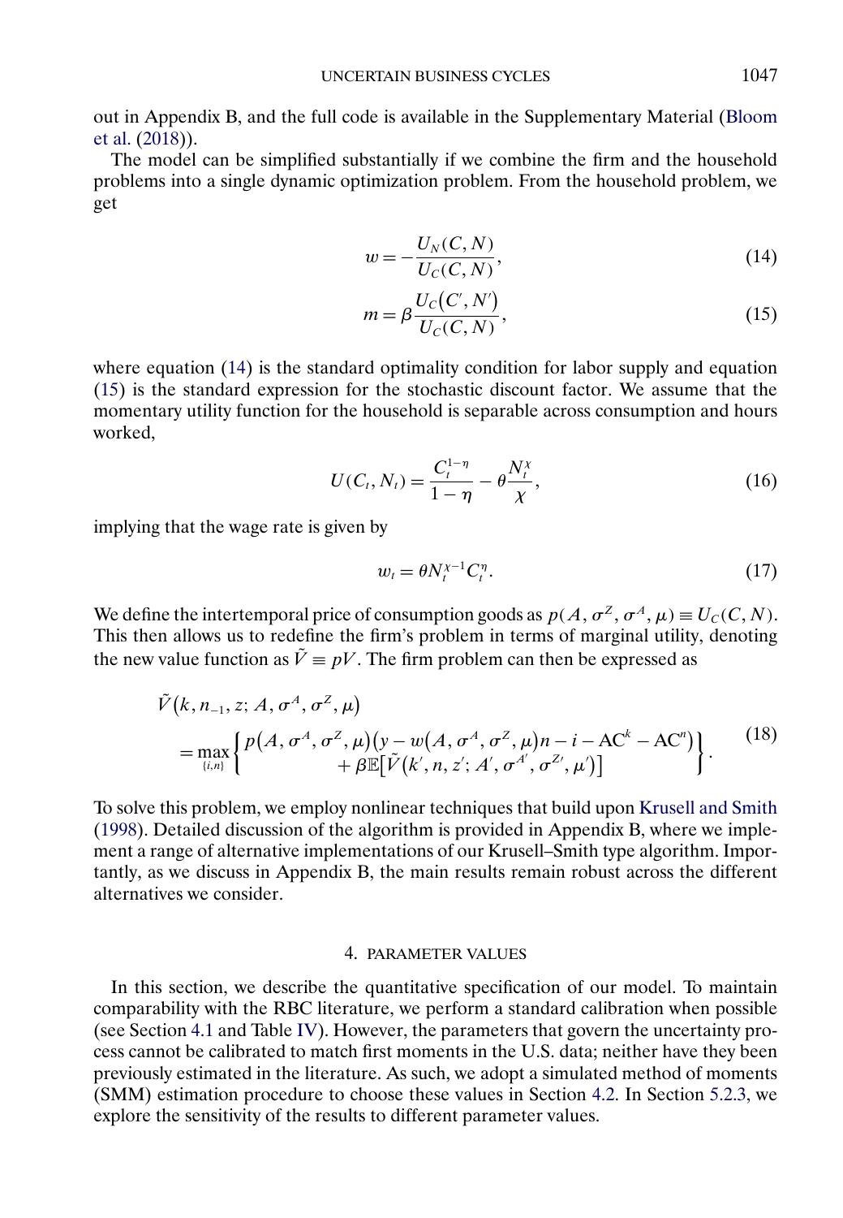out in Appendix B, and the full code is available in the Supplementary Material (Bloom et al. (2018)).

The model can be simplified substantially if we combine the firm and the household problems into a single dynamic optimization problem. From the household problem, we get

$$w = -\frac{U_N(C,N)}{U_C(C,N)}, \tag{14}$$

$$m = \beta\frac{U_C(C',N')}{U_C(C,N)}, \tag{15}$$

where equation (14) is the standard optimality condition for labor supply and equation (15) is the standard expression for the stochastic discount factor. We assume that the momentary utility function for the household is separable across consumption and hours worked,

$$U(C_t,N_t) = \frac{C_t^{1-\eta}}{1-\eta} - \theta\frac{N_t^{\chi}}{\chi}, \tag{16}$$

implying that the wage rate is given by

$$w_t = \theta N_t^{\chi-1}C_t^{\eta}. \tag{17}$$

We define the intertemporal price of consumption goods as $p(A,\sigma^Z,\sigma^A,\mu) \equiv U_C(C,N)$. This then allows us to redefine the firm's problem in terms of marginal utility, denoting the new value function as $\tilde{V} \equiv pV$. The firm problem can then be expressed as

$$\begin{aligned}
&\tilde{V}(k,n_{-1},z;A,\sigma^A,\sigma^Z,\mu) \\
&= \max_{\{i,n\}}\left\{ \begin{array}{l} p(A,\sigma^A,\sigma^Z,\mu)\big(y - w(A,\sigma^A,\sigma^Z,\mu)n - i - \mathrm{AC}^k - \mathrm{AC}^n\big) \\ \qquad + \beta\mathbb{E}\big[\tilde{V}(k',n,z';A',\sigma^{A'},\sigma^{Z'},\mu')\big] \end{array}\right\}.
\end{aligned} \tag{18}$$

To solve this problem, we employ nonlinear techniques that build upon Krusell and Smith (1998). Detailed discussion of the algorithm is provided in Appendix B, where we implement a range of alternative implementations of our Krusell–Smith type algorithm. Importantly, as we discuss in Appendix B, the main results remain robust across the different alternatives we consider.

## 4. PARAMETER VALUES

In this section, we describe the quantitative specification of our model. To maintain comparability with the RBC literature, we perform a standard calibration when possible (see Section 4.1 and Table IV). However, the parameters that govern the uncertainty process cannot be calibrated to match first moments in the U.S. data; neither have they been previously estimated in the literature. As such, we adopt a simulated method of moments (SMM) estimation procedure to choose these values in Section 4.2. In Section 5.2.3, we explore the sensitivity of the results to different parameter values.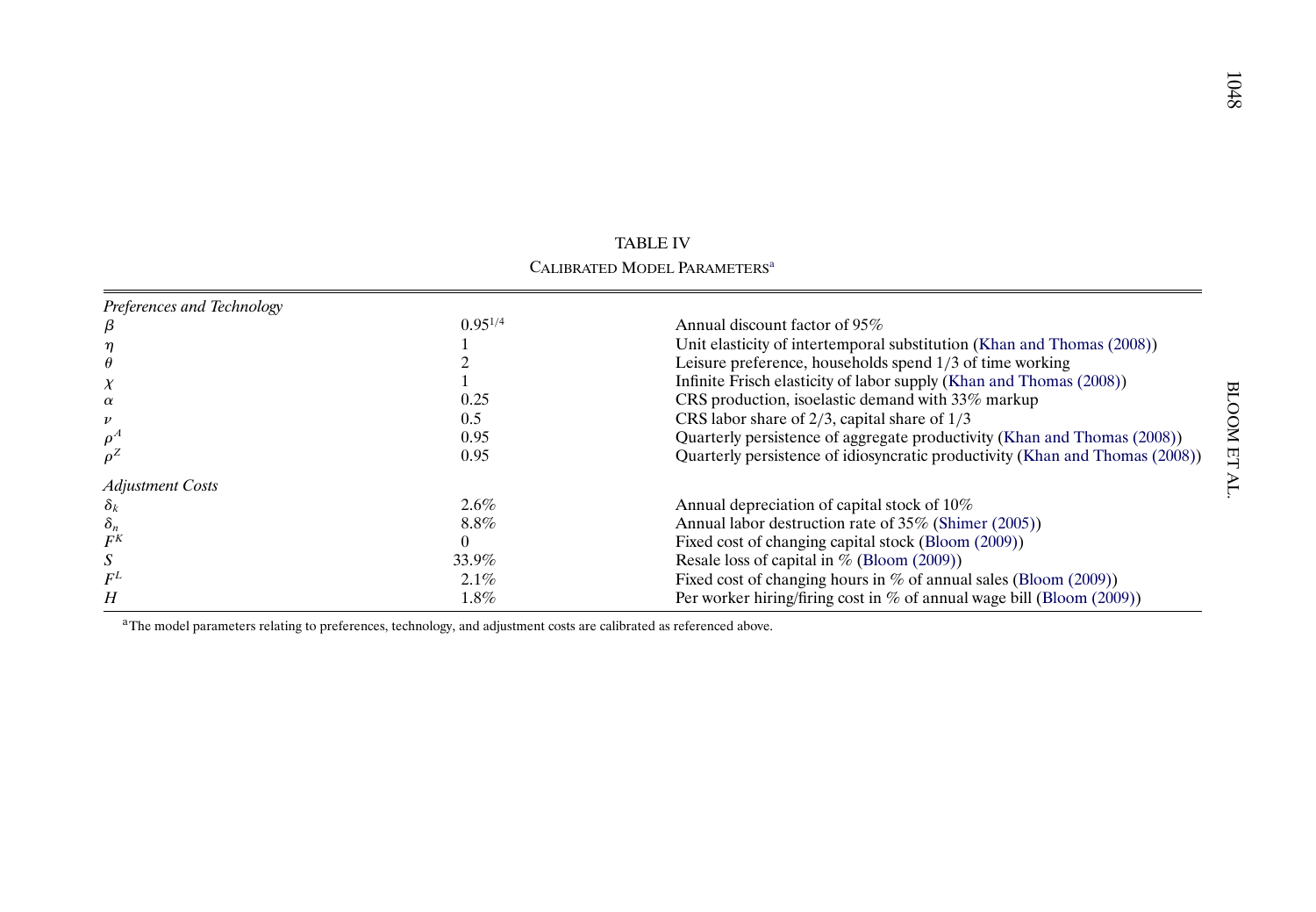TABLE IV

CALIBRATED MODEL PARAMETERS[a]

| | | |
|---|---|---|
| *Preferences and Technology* | | |
| $\beta$ | $0.95^{1/4}$ | Annual discount factor of 95% |
| $\eta$ | 1 | Unit elasticity of intertemporal substitution (Khan and Thomas (2008)) |
| $\theta$ | 2 | Leisure preference, households spend 1/3 of time working |
| $\chi$ | 1 | Infinite Frisch elasticity of labor supply (Khan and Thomas (2008)) |
| $\alpha$ | 0.25 | CRS production, isoelastic demand with 33% markup |
| $\nu$ | 0.5 | CRS labor share of 2/3, capital share of 1/3 |
| $\rho^A$ | 0.95 | Quarterly persistence of aggregate productivity (Khan and Thomas (2008)) |
| $\rho^Z$ | 0.95 | Quarterly persistence of idiosyncratic productivity (Khan and Thomas (2008)) |
| *Adjustment Costs* | | |
| $\delta_k$ | 2.6% | Annual depreciation of capital stock of 10% |
| $\delta_n$ | 8.8% | Annual labor destruction rate of 35% (Shimer (2005)) |
| $F^K$ | 0 | Fixed cost of changing capital stock (Bloom (2009)) |
| $S$ | 33.9% | Resale loss of capital in % (Bloom (2009)) |
| $F^L$ | 2.1% | Fixed cost of changing hours in % of annual sales (Bloom (2009)) |
| $H$ | 1.8% | Per worker hiring/firing cost in % of annual wage bill (Bloom (2009)) |

[a]The model parameters relating to preferences, technology, and adjustment costs are calibrated as referenced above.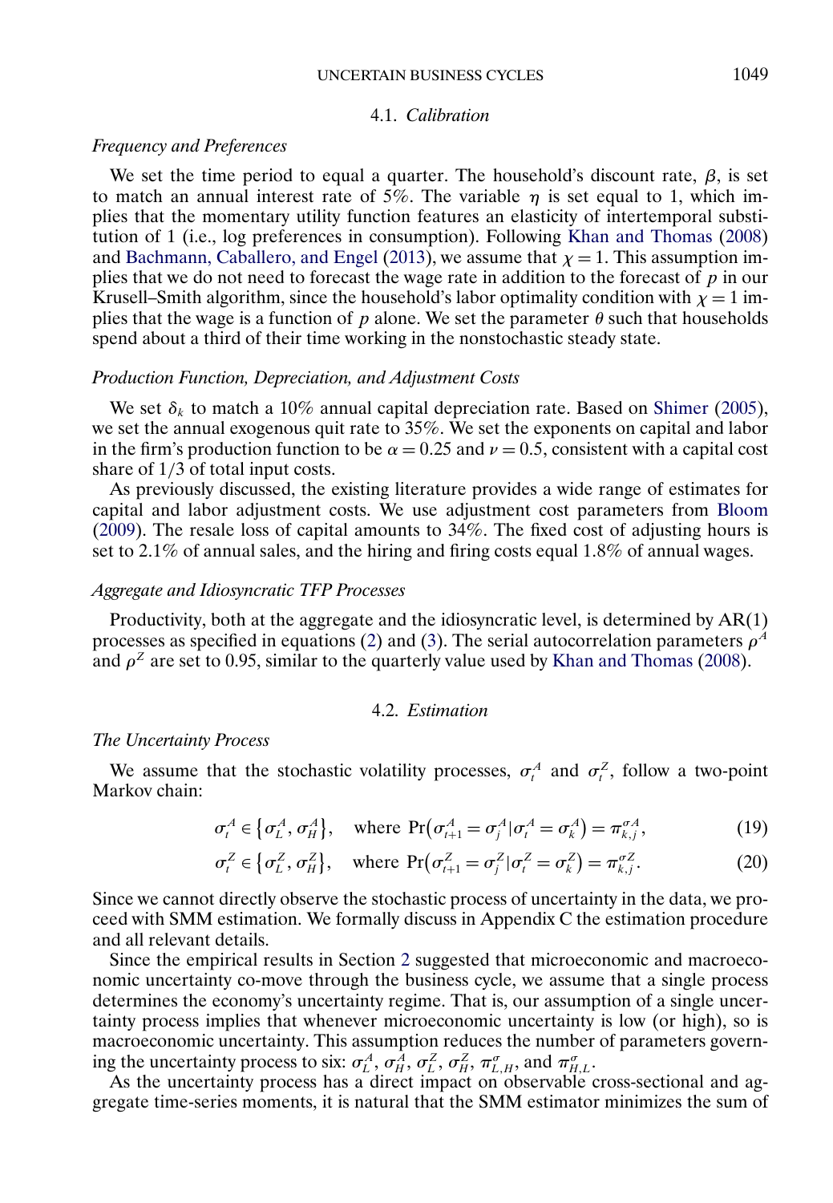### 4.1. *Calibration*

*Frequency and Preferences*

We set the time period to equal a quarter. The household's discount rate, $\beta$, is set to match an annual interest rate of 5%. The variable $\eta$ is set equal to 1, which implies that the momentary utility function features an elasticity of intertemporal substitution of 1 (i.e., log preferences in consumption). Following Khan and Thomas (2008) and Bachmann, Caballero, and Engel (2013), we assume that $\chi = 1$. This assumption implies that we do not need to forecast the wage rate in addition to the forecast of $p$ in our Krusell–Smith algorithm, since the household's labor optimality condition with $\chi = 1$ implies that the wage is a function of $p$ alone. We set the parameter $\theta$ such that households spend about a third of their time working in the nonstochastic steady state.

*Production Function, Depreciation, and Adjustment Costs*

We set $\delta_k$ to match a 10% annual capital depreciation rate. Based on Shimer (2005), we set the annual exogenous quit rate to 35%. We set the exponents on capital and labor in the firm's production function to be $\alpha = 0.25$ and $\nu = 0.5$, consistent with a capital cost share of 1/3 of total input costs.

As previously discussed, the existing literature provides a wide range of estimates for capital and labor adjustment costs. We use adjustment cost parameters from Bloom (2009). The resale loss of capital amounts to 34%. The fixed cost of adjusting hours is set to 2.1% of annual sales, and the hiring and firing costs equal 1.8% of annual wages.

*Aggregate and Idiosyncratic TFP Processes*

Productivity, both at the aggregate and the idiosyncratic level, is determined by AR(1) processes as specified in equations (2) and (3). The serial autocorrelation parameters $\rho^A$ and $\rho^Z$ are set to 0.95, similar to the quarterly value used by Khan and Thomas (2008).

### 4.2. *Estimation*

*The Uncertainty Process*

We assume that the stochastic volatility processes, $\sigma_t^A$ and $\sigma_t^Z$, follow a two-point Markov chain:

$$\sigma_t^A \in \{\sigma_L^A, \sigma_H^A\}, \quad \text{where } \Pr(\sigma_{t+1}^A = \sigma_j^A | \sigma_t^A = \sigma_k^A) = \pi_{k,j}^{\sigma A}, \tag{19}$$

$$\sigma_t^Z \in \{\sigma_L^Z, \sigma_H^Z\}, \quad \text{where } \Pr(\sigma_{t+1}^Z = \sigma_j^Z | \sigma_t^Z = \sigma_k^Z) = \pi_{k,j}^{\sigma Z}. \tag{20}$$

Since we cannot directly observe the stochastic process of uncertainty in the data, we proceed with SMM estimation. We formally discuss in Appendix C the estimation procedure and all relevant details.

Since the empirical results in Section 2 suggested that microeconomic and macroeconomic uncertainty co-move through the business cycle, we assume that a single process determines the economy's uncertainty regime. That is, our assumption of a single uncertainty process implies that whenever microeconomic uncertainty is low (or high), so is macroeconomic uncertainty. This assumption reduces the number of parameters governing the uncertainty process to six: $\sigma_L^A$, $\sigma_H^A$, $\sigma_L^Z$, $\sigma_H^Z$, $\pi_{L,H}^{\sigma}$, and $\pi_{H,L}^{\sigma}$.

As the uncertainty process has a direct impact on observable cross-sectional and aggregate time-series moments, it is natural that the SMM estimator minimizes the sum of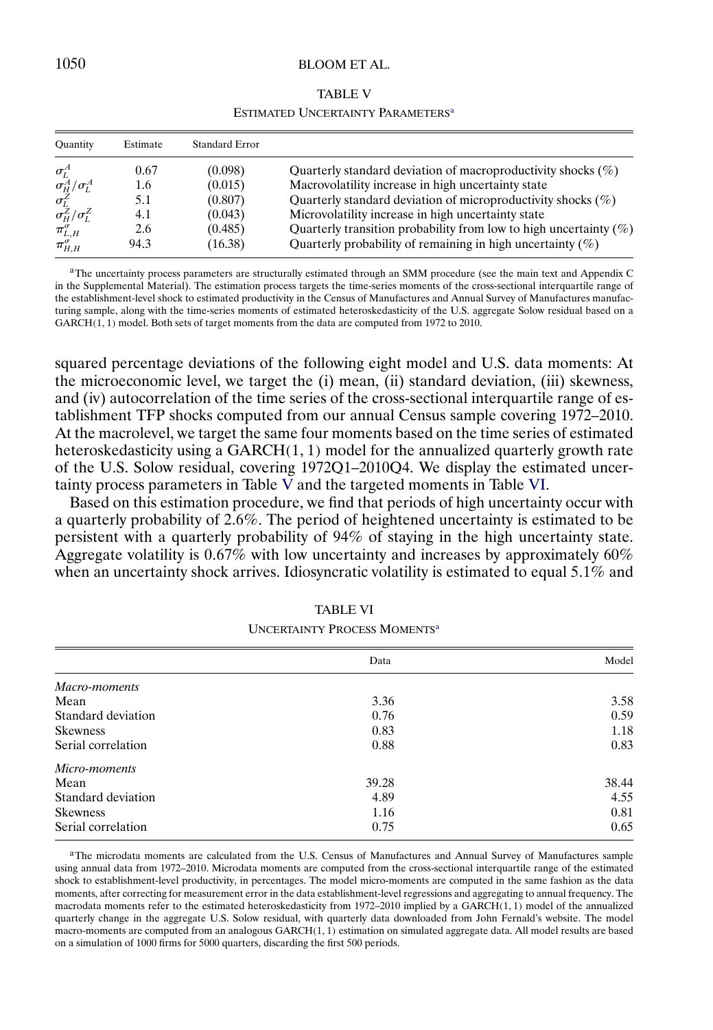TABLE V

ESTIMATED UNCERTAINTY PARAMETERS[a]

| Quantity | Estimate | Standard Error | |
|---|---|---|---|
| $\sigma_L^A$ | 0.67 | (0.098) | Quarterly standard deviation of macroproductivity shocks (%) |
| $\sigma_H^A/\sigma_L^A$ | 1.6 | (0.015) | Macrovolatility increase in high uncertainty state |
| $\sigma_L^Z$ | 5.1 | (0.807) | Quarterly standard deviation of microproductivity shocks (%) |
| $\sigma_H^Z/\sigma_L^Z$ | 4.1 | (0.043) | Microvolatility increase in high uncertainty state |
| $\pi_{L,H}^{\sigma}$ | 2.6 | (0.485) | Quarterly transition probability from low to high uncertainty (%) |
| $\pi_{H,H}^{\sigma}$ | 94.3 | (16.38) | Quarterly probability of remaining in high uncertainty (%) |

[a]The uncertainty process parameters are structurally estimated through an SMM procedure (see the main text and Appendix C in the Supplemental Material). The estimation process targets the time-series moments of the cross-sectional interquartile range of the establishment-level shock to estimated productivity in the Census of Manufactures and Annual Survey of Manufactures manufacturing sample, along with the time-series moments of estimated heteroskedasticity of the U.S. aggregate Solow residual based on a GARCH(1, 1) model. Both sets of target moments from the data are computed from 1972 to 2010.

squared percentage deviations of the following eight model and U.S. data moments: At the microeconomic level, we target the (i) mean, (ii) standard deviation, (iii) skewness, and (iv) autocorrelation of the time series of the cross-sectional interquartile range of establishment TFP shocks computed from our annual Census sample covering 1972–2010. At the macrolevel, we target the same four moments based on the time series of estimated heteroskedasticity using a GARCH(1, 1) model for the annualized quarterly growth rate of the U.S. Solow residual, covering 1972Q1–2010Q4. We display the estimated uncertainty process parameters in Table V and the targeted moments in Table VI.

Based on this estimation procedure, we find that periods of high uncertainty occur with a quarterly probability of 2.6%. The period of heightened uncertainty is estimated to be persistent with a quarterly probability of 94% of staying in the high uncertainty state. Aggregate volatility is 0.67% with low uncertainty and increases by approximately 60% when an uncertainty shock arrives. Idiosyncratic volatility is estimated to equal 5.1% and

TABLE VI

UNCERTAINTY PROCESS MOMENTS[a]

| | Data | Model |
|---|---|---|
| *Macro-moments* | | |
| Mean | 3.36 | 3.58 |
| Standard deviation | 0.76 | 0.59 |
| Skewness | 0.83 | 1.18 |
| Serial correlation | 0.88 | 0.83 |
| *Micro-moments* | | |
| Mean | 39.28 | 38.44 |
| Standard deviation | 4.89 | 4.55 |
| Skewness | 1.16 | 0.81 |
| Serial correlation | 0.75 | 0.65 |

[a]The microdata moments are calculated from the U.S. Census of Manufactures and Annual Survey of Manufactures sample using annual data from 1972–2010. Microdata moments are computed from the cross-sectional interquartile range of the estimated shock to establishment-level productivity, in percentages. The model micro-moments are computed in the same fashion as the data moments, after correcting for measurement error in the data establishment-level regressions and aggregating to annual frequency. The macrodata moments refer to the estimated heteroskedasticity from 1972–2010 implied by a GARCH(1, 1) model of the annualized quarterly change in the aggregate U.S. Solow residual, with quarterly data downloaded from John Fernald's website. The model macro-moments are computed from an analogous GARCH(1, 1) estimation on simulated aggregate data. All model results are based on a simulation of 1000 firms for 5000 quarters, discarding the first 500 periods.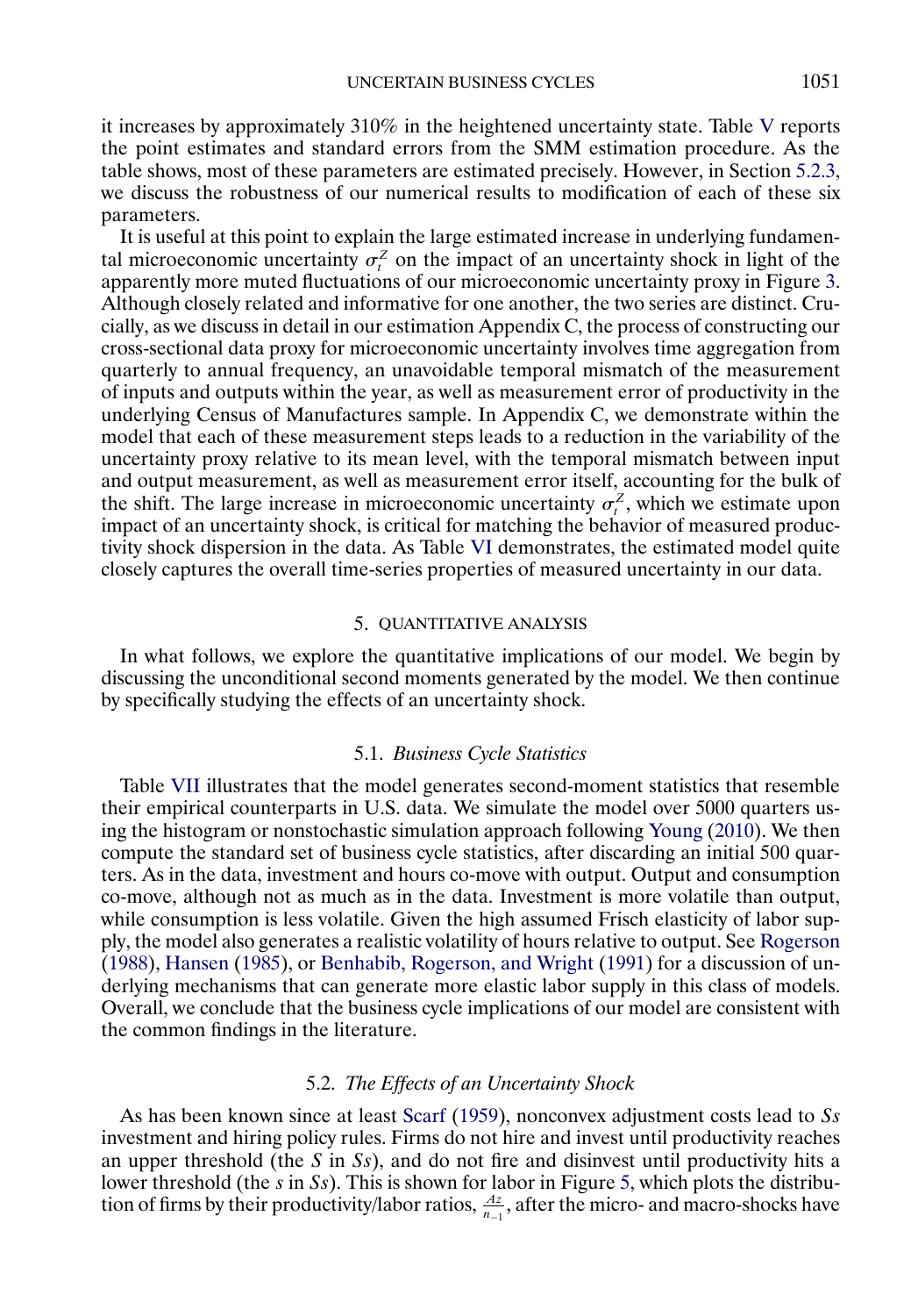it increases by approximately 310% in the heightened uncertainty state. Table V reports the point estimates and standard errors from the SMM estimation procedure. As the table shows, most of these parameters are estimated precisely. However, in Section 5.2.3, we discuss the robustness of our numerical results to modification of each of these six parameters.

It is useful at this point to explain the large estimated increase in underlying fundamental microeconomic uncertainty $\sigma_t^Z$ on the impact of an uncertainty shock in light of the apparently more muted fluctuations of our microeconomic uncertainty proxy in Figure 3. Although closely related and informative for one another, the two series are distinct. Crucially, as we discuss in detail in our estimation Appendix C, the process of constructing our cross-sectional data proxy for microeconomic uncertainty involves time aggregation from quarterly to annual frequency, an unavoidable temporal mismatch of the measurement of inputs and outputs within the year, as well as measurement error of productivity in the underlying Census of Manufactures sample. In Appendix C, we demonstrate within the model that each of these measurement steps leads to a reduction in the variability of the uncertainty proxy relative to its mean level, with the temporal mismatch between input and output measurement, as well as measurement error itself, accounting for the bulk of the shift. The large increase in microeconomic uncertainty $\sigma_t^Z$, which we estimate upon impact of an uncertainty shock, is critical for matching the behavior of measured productivity shock dispersion in the data. As Table VI demonstrates, the estimated model quite closely captures the overall time-series properties of measured uncertainty in our data.

## 5. QUANTITATIVE ANALYSIS

In what follows, we explore the quantitative implications of our model. We begin by discussing the unconditional second moments generated by the model. We then continue by specifically studying the effects of an uncertainty shock.

### 5.1. *Business Cycle Statistics*

Table VII illustrates that the model generates second-moment statistics that resemble their empirical counterparts in U.S. data. We simulate the model over 5000 quarters using the histogram or nonstochastic simulation approach following Young (2010). We then compute the standard set of business cycle statistics, after discarding an initial 500 quarters. As in the data, investment and hours co-move with output. Output and consumption co-move, although not as much as in the data. Investment is more volatile than output, while consumption is less volatile. Given the high assumed Frisch elasticity of labor supply, the model also generates a realistic volatility of hours relative to output. See Rogerson (1988), Hansen (1985), or Benhabib, Rogerson, and Wright (1991) for a discussion of underlying mechanisms that can generate more elastic labor supply in this class of models. Overall, we conclude that the business cycle implications of our model are consistent with the common findings in the literature.

### 5.2. *The Effects of an Uncertainty Shock*

As has been known since at least Scarf (1959), nonconvex adjustment costs lead to *Ss* investment and hiring policy rules. Firms do not hire and invest until productivity reaches an upper threshold (the *S* in *Ss*), and do not fire and disinvest until productivity hits a lower threshold (the *s* in *Ss*). This is shown for labor in Figure 5, which plots the distribution of firms by their productivity/labor ratios, $\frac{Az}{n_{-1}}$, after the micro- and macro-shocks have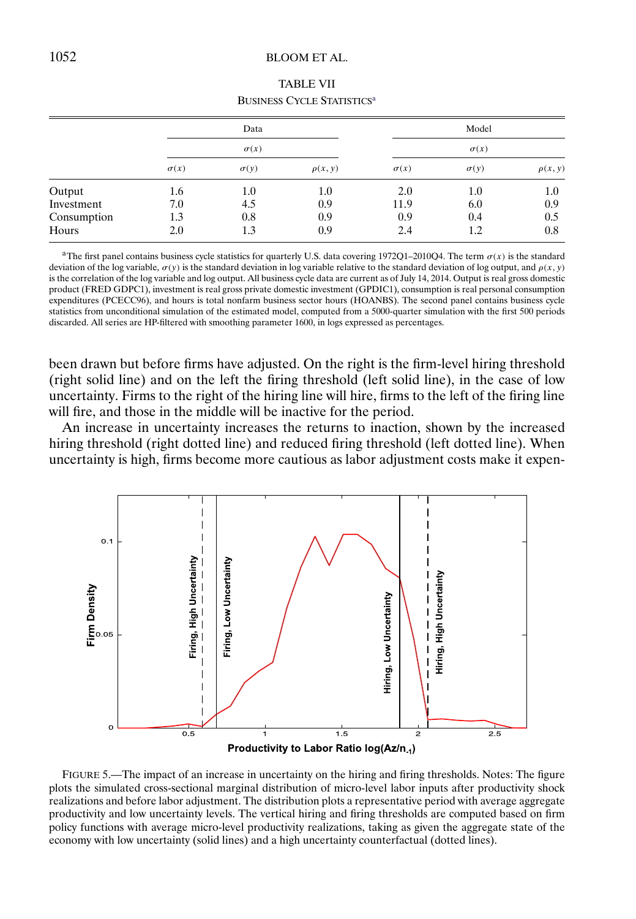TABLE VII

BUSINESS CYCLE STATISTICS[a]

| | Data | | | Model | | |
|---|---|---|---|---|---|---|
| | | $\sigma(x)$ | | | $\sigma(x)$ | |
| | $\sigma(x)$ | $\sigma(y)$ | $\rho(x, y)$ | $\sigma(x)$ | $\sigma(y)$ | $\rho(x, y)$ |
| Output | 1.6 | 1.0 | 1.0 | 2.0 | 1.0 | 1.0 |
| Investment | 7.0 | 4.5 | 0.9 | 11.9 | 6.0 | 0.9 |
| Consumption | 1.3 | 0.8 | 0.9 | 0.9 | 0.4 | 0.5 |
| Hours | 2.0 | 1.3 | 0.9 | 2.4 | 1.2 | 0.8 |

[a]The first panel contains business cycle statistics for quarterly U.S. data covering 1972Q1–2010Q4. The term $\sigma(x)$ is the standard deviation of the log variable, $\sigma(y)$ is the standard deviation in log variable relative to the standard deviation of log output, and $\rho(x, y)$ is the correlation of the log variable and log output. All business cycle data are current as of July 14, 2014. Output is real gross domestic product (FRED GDPC1), investment is real gross private domestic investment (GPDIC1), consumption is real personal consumption expenditures (PCECC96), and hours is total nonfarm business sector hours (HOANBS). The second panel contains business cycle statistics from unconditional simulation of the estimated model, computed from a 5000-quarter simulation with the first 500 periods discarded. All series are HP-filtered with smoothing parameter 1600, in logs expressed as percentages.

been drawn but before firms have adjusted. On the right is the firm-level hiring threshold (right solid line) and on the left the firing threshold (left solid line), in the case of low uncertainty. Firms to the right of the hiring line will hire, firms to the left of the firing line will fire, and those in the middle will be inactive for the period.

An increase in uncertainty increases the returns to inaction, shown by the increased hiring threshold (right dotted line) and reduced firing threshold (left dotted line). When uncertainty is high, firms become more cautious as labor adjustment costs make it expen-

FIGURE 5.—The impact of an increase in uncertainty on the hiring and firing thresholds. Notes: The figure plots the simulated cross-sectional marginal distribution of micro-level labor inputs after productivity shock realizations and before labor adjustment. The distribution plots a representative period with average aggregate productivity and low uncertainty levels. The vertical hiring and firing thresholds are computed based on firm policy functions with average micro-level productivity realizations, taking as given the aggregate state of the economy with low uncertainty (solid lines) and a high uncertainty counterfactual (dotted lines).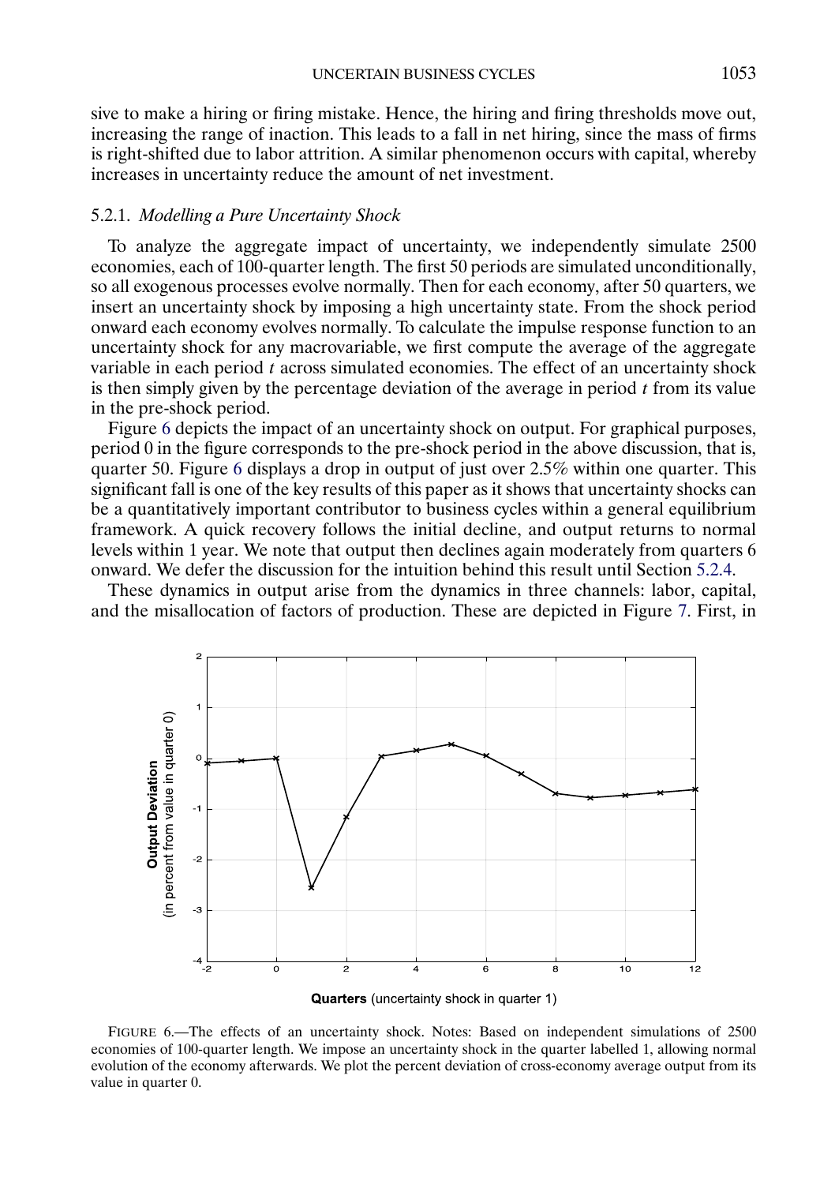sive to make a hiring or firing mistake. Hence, the hiring and firing thresholds move out, increasing the range of inaction. This leads to a fall in net hiring, since the mass of firms is right-shifted due to labor attrition. A similar phenomenon occurs with capital, whereby increases in uncertainty reduce the amount of net investment.

### 5.2.1. *Modelling a Pure Uncertainty Shock*

To analyze the aggregate impact of uncertainty, we independently simulate 2500 economies, each of 100-quarter length. The first 50 periods are simulated unconditionally, so all exogenous processes evolve normally. Then for each economy, after 50 quarters, we insert an uncertainty shock by imposing a high uncertainty state. From the shock period onward each economy evolves normally. To calculate the impulse response function to an uncertainty shock for any macrovariable, we first compute the average of the aggregate variable in each period $t$ across simulated economies. The effect of an uncertainty shock is then simply given by the percentage deviation of the average in period $t$ from its value in the pre-shock period.

Figure 6 depicts the impact of an uncertainty shock on output. For graphical purposes, period 0 in the figure corresponds to the pre-shock period in the above discussion, that is, quarter 50. Figure 6 displays a drop in output of just over 2.5% within one quarter. This significant fall is one of the key results of this paper as it shows that uncertainty shocks can be a quantitatively important contributor to business cycles within a general equilibrium framework. A quick recovery follows the initial decline, and output returns to normal levels within 1 year. We note that output then declines again moderately from quarters 6 onward. We defer the discussion for the intuition behind this result until Section 5.2.4.

These dynamics in output arise from the dynamics in three channels: labor, capital, and the misallocation of factors of production. These are depicted in Figure 7. First, in

FIGURE 6.—The effects of an uncertainty shock. Notes: Based on independent simulations of 2500 economies of 100-quarter length. We impose an uncertainty shock in the quarter labelled 1, allowing normal evolution of the economy afterwards. We plot the percent deviation of cross-economy average output from its value in quarter 0.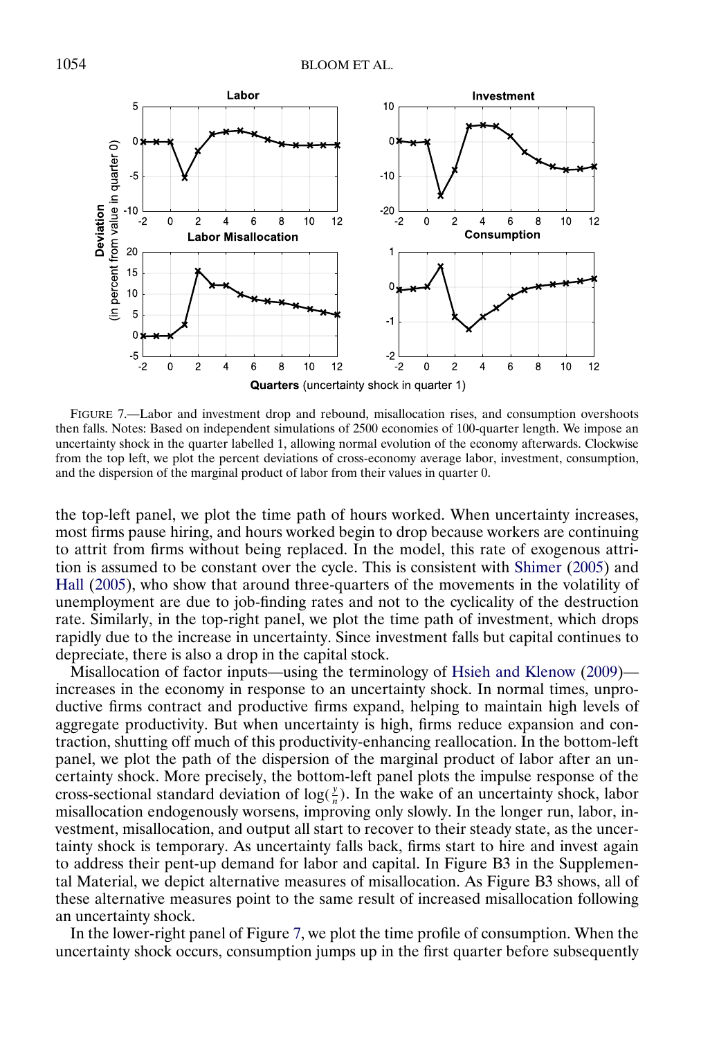FIGURE 7.—Labor and investment drop and rebound, misallocation rises, and consumption overshoots then falls. Notes: Based on independent simulations of 2500 economies of 100-quarter length. We impose an uncertainty shock in the quarter labelled 1, allowing normal evolution of the economy afterwards. Clockwise from the top left, we plot the percent deviations of cross-economy average labor, investment, consumption, and the dispersion of the marginal product of labor from their values in quarter 0.

the top-left panel, we plot the time path of hours worked. When uncertainty increases, most firms pause hiring, and hours worked begin to drop because workers are continuing to attrit from firms without being replaced. In the model, this rate of exogenous attrition is assumed to be constant over the cycle. This is consistent with Shimer (2005) and Hall (2005), who show that around three-quarters of the movements in the volatility of unemployment are due to job-finding rates and not to the cyclicality of the destruction rate. Similarly, in the top-right panel, we plot the time path of investment, which drops rapidly due to the increase in uncertainty. Since investment falls but capital continues to depreciate, there is also a drop in the capital stock.

Misallocation of factor inputs—using the terminology of Hsieh and Klenow (2009)—increases in the economy in response to an uncertainty shock. In normal times, unproductive firms contract and productive firms expand, helping to maintain high levels of aggregate productivity. But when uncertainty is high, firms reduce expansion and contraction, shutting off much of this productivity-enhancing reallocation. In the bottom-left panel, we plot the path of the dispersion of the marginal product of labor after an uncertainty shock. More precisely, the bottom-left panel plots the impulse response of the cross-sectional standard deviation of $\log(\frac{y}{n})$. In the wake of an uncertainty shock, labor misallocation endogenously worsens, improving only slowly. In the longer run, labor, investment, misallocation, and output all start to recover to their steady state, as the uncertainty shock is temporary. As uncertainty falls back, firms start to hire and invest again to address their pent-up demand for labor and capital. In Figure B3 in the Supplemental Material, we depict alternative measures of misallocation. As Figure B3 shows, all of these alternative measures point to the same result of increased misallocation following an uncertainty shock.

In the lower-right panel of Figure 7, we plot the time profile of consumption. When the uncertainty shock occurs, consumption jumps up in the first quarter before subsequently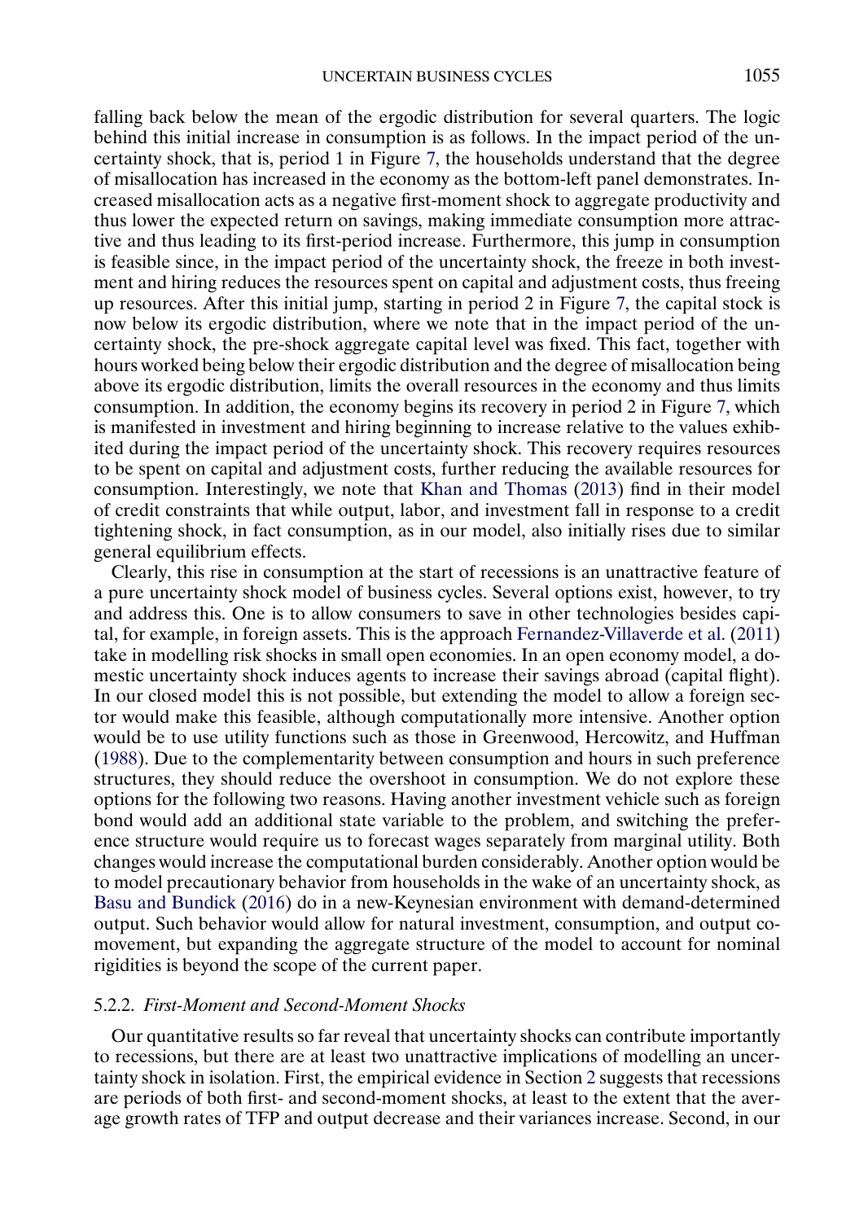falling back below the mean of the ergodic distribution for several quarters. The logic behind this initial increase in consumption is as follows. In the impact period of the uncertainty shock, that is, period 1 in Figure 7, the households understand that the degree of misallocation has increased in the economy as the bottom-left panel demonstrates. Increased misallocation acts as a negative first-moment shock to aggregate productivity and thus lower the expected return on savings, making immediate consumption more attractive and thus leading to its first-period increase. Furthermore, this jump in consumption is feasible since, in the impact period of the uncertainty shock, the freeze in both investment and hiring reduces the resources spent on capital and adjustment costs, thus freeing up resources. After this initial jump, starting in period 2 in Figure 7, the capital stock is now below its ergodic distribution, where we note that in the impact period of the uncertainty shock, the pre-shock aggregate capital level was fixed. This fact, together with hours worked being below their ergodic distribution and the degree of misallocation being above its ergodic distribution, limits the overall resources in the economy and thus limits consumption. In addition, the economy begins its recovery in period 2 in Figure 7, which is manifested in investment and hiring beginning to increase relative to the values exhibited during the impact period of the uncertainty shock. This recovery requires resources to be spent on capital and adjustment costs, further reducing the available resources for consumption. Interestingly, we note that Khan and Thomas (2013) find in their model of credit constraints that while output, labor, and investment fall in response to a credit tightening shock, in fact consumption, as in our model, also initially rises due to similar general equilibrium effects.

Clearly, this rise in consumption at the start of recessions is an unattractive feature of a pure uncertainty shock model of business cycles. Several options exist, however, to try and address this. One is to allow consumers to save in other technologies besides capital, for example, in foreign assets. This is the approach Fernandez-Villaverde et al. (2011) take in modelling risk shocks in small open economies. In an open economy model, a domestic uncertainty shock induces agents to increase their savings abroad (capital flight). In our closed model this is not possible, but extending the model to allow a foreign sector would make this feasible, although computationally more intensive. Another option would be to use utility functions such as those in Greenwood, Hercowitz, and Huffman (1988). Due to the complementarity between consumption and hours in such preference structures, they should reduce the overshoot in consumption. We do not explore these options for the following two reasons. Having another investment vehicle such as foreign bond would add an additional state variable to the problem, and switching the preference structure would require us to forecast wages separately from marginal utility. Both changes would increase the computational burden considerably. Another option would be to model precautionary behavior from households in the wake of an uncertainty shock, as Basu and Bundick (2016) do in a new-Keynesian environment with demand-determined output. Such behavior would allow for natural investment, consumption, and output comovement, but expanding the aggregate structure of the model to account for nominal rigidities is beyond the scope of the current paper.

#### 5.2.2. *First-Moment and Second-Moment Shocks*

Our quantitative results so far reveal that uncertainty shocks can contribute importantly to recessions, but there are at least two unattractive implications of modelling an uncertainty shock in isolation. First, the empirical evidence in Section 2 suggests that recessions are periods of both first- and second-moment shocks, at least to the extent that the average growth rates of TFP and output decrease and their variances increase. Second, in our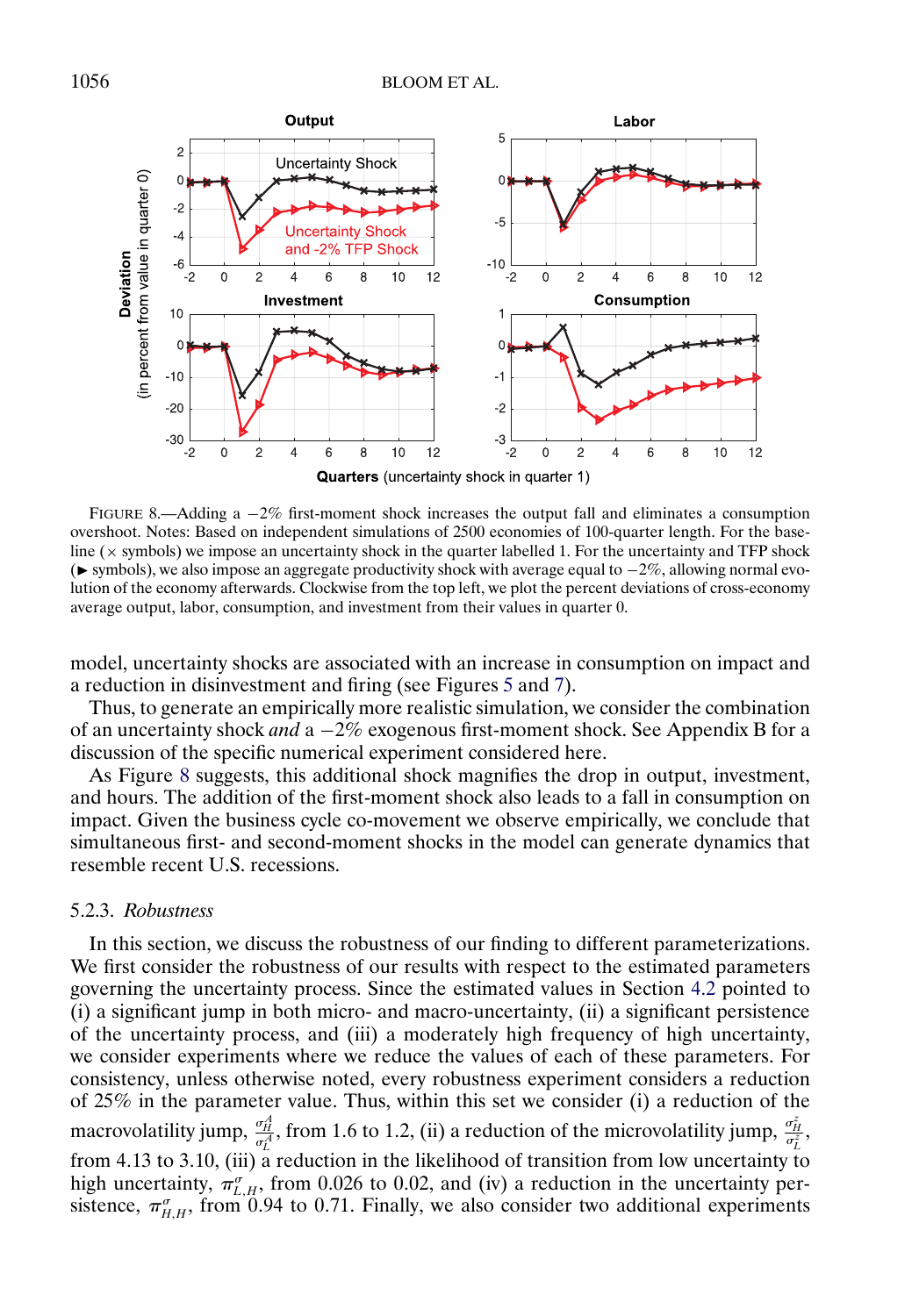FIGURE 8.—Adding a −2% first-moment shock increases the output fall and eliminates a consumption overshoot. Notes: Based on independent simulations of 2500 economies of 100-quarter length. For the baseline (× symbols) we impose an uncertainty shock in the quarter labelled 1. For the uncertainty and TFP shock (► symbols), we also impose an aggregate productivity shock with average equal to −2%, allowing normal evolution of the economy afterwards. Clockwise from the top left, we plot the percent deviations of cross-economy average output, labor, consumption, and investment from their values in quarter 0.

model, uncertainty shocks are associated with an increase in consumption on impact and a reduction in disinvestment and firing (see Figures 5 and 7).

Thus, to generate an empirically more realistic simulation, we consider the combination of an uncertainty shock *and* a −2% exogenous first-moment shock. See Appendix B for a discussion of the specific numerical experiment considered here.

As Figure 8 suggests, this additional shock magnifies the drop in output, investment, and hours. The addition of the first-moment shock also leads to a fall in consumption on impact. Given the business cycle co-movement we observe empirically, we conclude that simultaneous first- and second-moment shocks in the model can generate dynamics that resemble recent U.S. recessions.

### 5.2.3. *Robustness*

In this section, we discuss the robustness of our finding to different parameterizations. We first consider the robustness of our results with respect to the estimated parameters governing the uncertainty process. Since the estimated values in Section 4.2 pointed to (i) a significant jump in both micro- and macro-uncertainty, (ii) a significant persistence of the uncertainty process, and (iii) a moderately high frequency of high uncertainty, we consider experiments where we reduce the values of each of these parameters. For consistency, unless otherwise noted, every robustness experiment considers a reduction of 25% in the parameter value. Thus, within this set we consider (i) a reduction of the macrovolatility jump, $\frac{\sigma_H^A}{\sigma_L^A}$, from 1.6 to 1.2, (ii) a reduction of the microvolatility jump, $\frac{\sigma_H^z}{\sigma_L^z}$, from 4.13 to 3.10, (iii) a reduction in the likelihood of transition from low uncertainty to high uncertainty, $\pi_{L,H}^{\sigma}$, from 0.026 to 0.02, and (iv) a reduction in the uncertainty persistence, $\pi_{H,H}^{\sigma}$, from 0.94 to 0.71. Finally, we also consider two additional experiments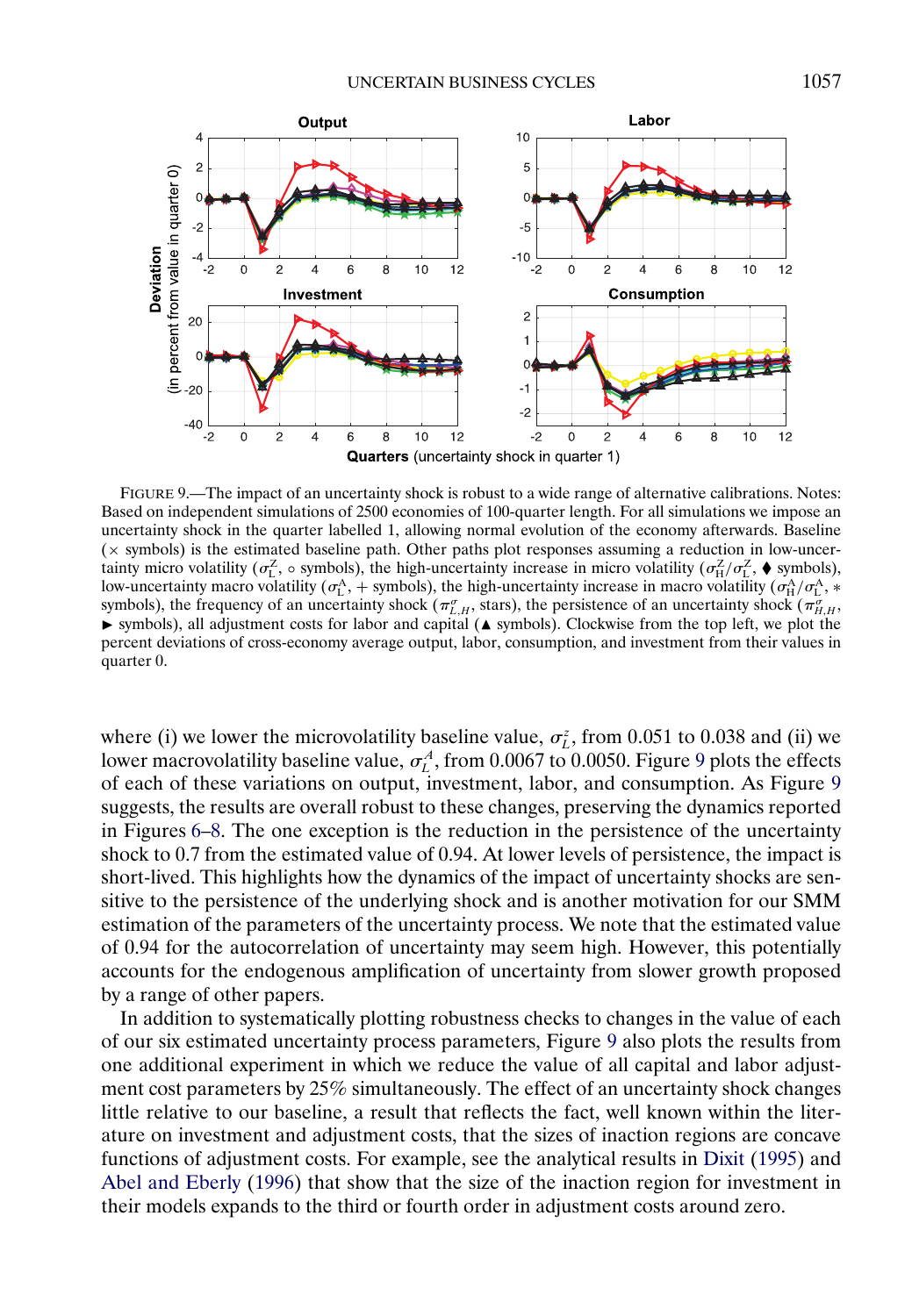FIGURE 9.—The impact of an uncertainty shock is robust to a wide range of alternative calibrations. Notes: Based on independent simulations of 2500 economies of 100-quarter length. For all simulations we impose an uncertainty shock in the quarter labelled 1, allowing normal evolution of the economy afterwards. Baseline (× symbols) is the estimated baseline path. Other paths plot responses assuming a reduction in low-uncertainty micro volatility ($\sigma_L^Z$, ∘ symbols), the high-uncertainty increase in micro volatility ($\sigma_H^Z/\sigma_L^Z$, ♦ symbols), low-uncertainty macro volatility ($\sigma_L^A$, + symbols), the high-uncertainty increase in macro volatility ($\sigma_H^A/\sigma_L^A$, ∗ symbols), the frequency of an uncertainty shock ($\pi_{L,H}^{\sigma}$, stars), the persistence of an uncertainty shock ($\pi_{H,H}^{\sigma}$, ► symbols), all adjustment costs for labor and capital (▲ symbols). Clockwise from the top left, we plot the percent deviations of cross-economy average output, labor, consumption, and investment from their values in quarter 0.

where (i) we lower the microvolatility baseline value, $\sigma_L^z$, from 0.051 to 0.038 and (ii) we lower macrovolatility baseline value, $\sigma_L^A$, from 0.0067 to 0.0050. Figure 9 plots the effects of each of these variations on output, investment, labor, and consumption. As Figure 9 suggests, the results are overall robust to these changes, preserving the dynamics reported in Figures 6–8. The one exception is the reduction in the persistence of the uncertainty shock to 0.7 from the estimated value of 0.94. At lower levels of persistence, the impact is short-lived. This highlights how the dynamics of the impact of uncertainty shocks are sensitive to the persistence of the underlying shock and is another motivation for our SMM estimation of the parameters of the uncertainty process. We note that the estimated value of 0.94 for the autocorrelation of uncertainty may seem high. However, this potentially accounts for the endogenous amplification of uncertainty from slower growth proposed by a range of other papers.

In addition to systematically plotting robustness checks to changes in the value of each of our six estimated uncertainty process parameters, Figure 9 also plots the results from one additional experiment in which we reduce the value of all capital and labor adjustment cost parameters by 25% simultaneously. The effect of an uncertainty shock changes little relative to our baseline, a result that reflects the fact, well known within the literature on investment and adjustment costs, that the sizes of inaction regions are concave functions of adjustment costs. For example, see the analytical results in Dixit (1995) and Abel and Eberly (1996) that show that the size of the inaction region for investment in their models expands to the third or fourth order in adjustment costs around zero.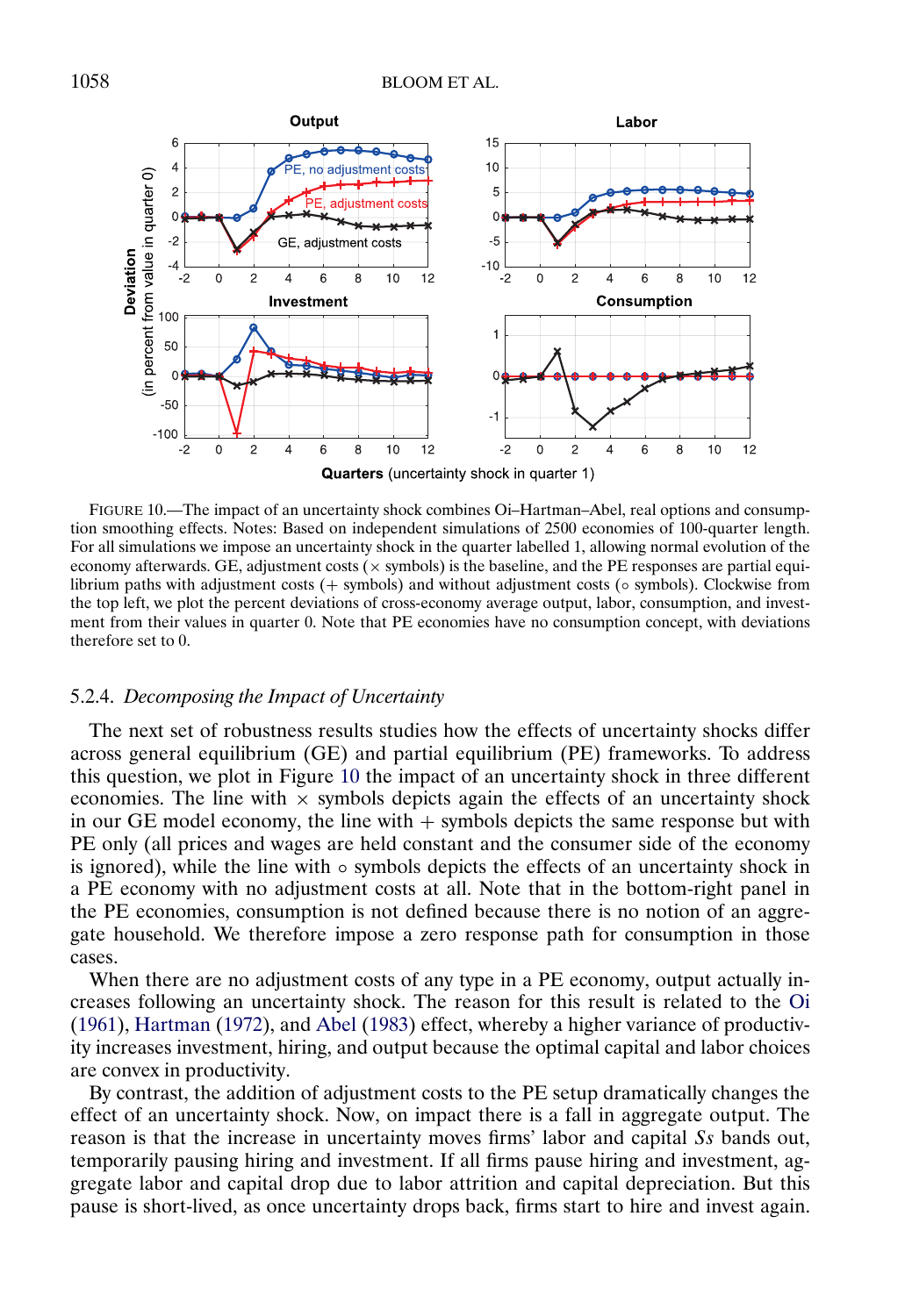FIGURE 10.—The impact of an uncertainty shock combines Oi–Hartman–Abel, real options and consumption smoothing effects. Notes: Based on independent simulations of 2500 economies of 100-quarter length. For all simulations we impose an uncertainty shock in the quarter labelled 1, allowing normal evolution of the economy afterwards. GE, adjustment costs (× symbols) is the baseline, and the PE responses are partial equilibrium paths with adjustment costs (+ symbols) and without adjustment costs (∘ symbols). Clockwise from the top left, we plot the percent deviations of cross-economy average output, labor, consumption, and investment from their values in quarter 0. Note that PE economies have no consumption concept, with deviations therefore set to 0.

### 5.2.4. *Decomposing the Impact of Uncertainty*

The next set of robustness results studies how the effects of uncertainty shocks differ across general equilibrium (GE) and partial equilibrium (PE) frameworks. To address this question, we plot in Figure 10 the impact of an uncertainty shock in three different economies. The line with × symbols depicts again the effects of an uncertainty shock in our GE model economy, the line with + symbols depicts the same response but with PE only (all prices and wages are held constant and the consumer side of the economy is ignored), while the line with ∘ symbols depicts the effects of an uncertainty shock in a PE economy with no adjustment costs at all. Note that in the bottom-right panel in the PE economies, consumption is not defined because there is no notion of an aggregate household. We therefore impose a zero response path for consumption in those cases.

When there are no adjustment costs of any type in a PE economy, output actually increases following an uncertainty shock. The reason for this result is related to the Oi (1961), Hartman (1972), and Abel (1983) effect, whereby a higher variance of productivity increases investment, hiring, and output because the optimal capital and labor choices are convex in productivity.

By contrast, the addition of adjustment costs to the PE setup dramatically changes the effect of an uncertainty shock. Now, on impact there is a fall in aggregate output. The reason is that the increase in uncertainty moves firms' labor and capital *Ss* bands out, temporarily pausing hiring and investment. If all firms pause hiring and investment, aggregate labor and capital drop due to labor attrition and capital depreciation. But this pause is short-lived, as once uncertainty drops back, firms start to hire and invest again.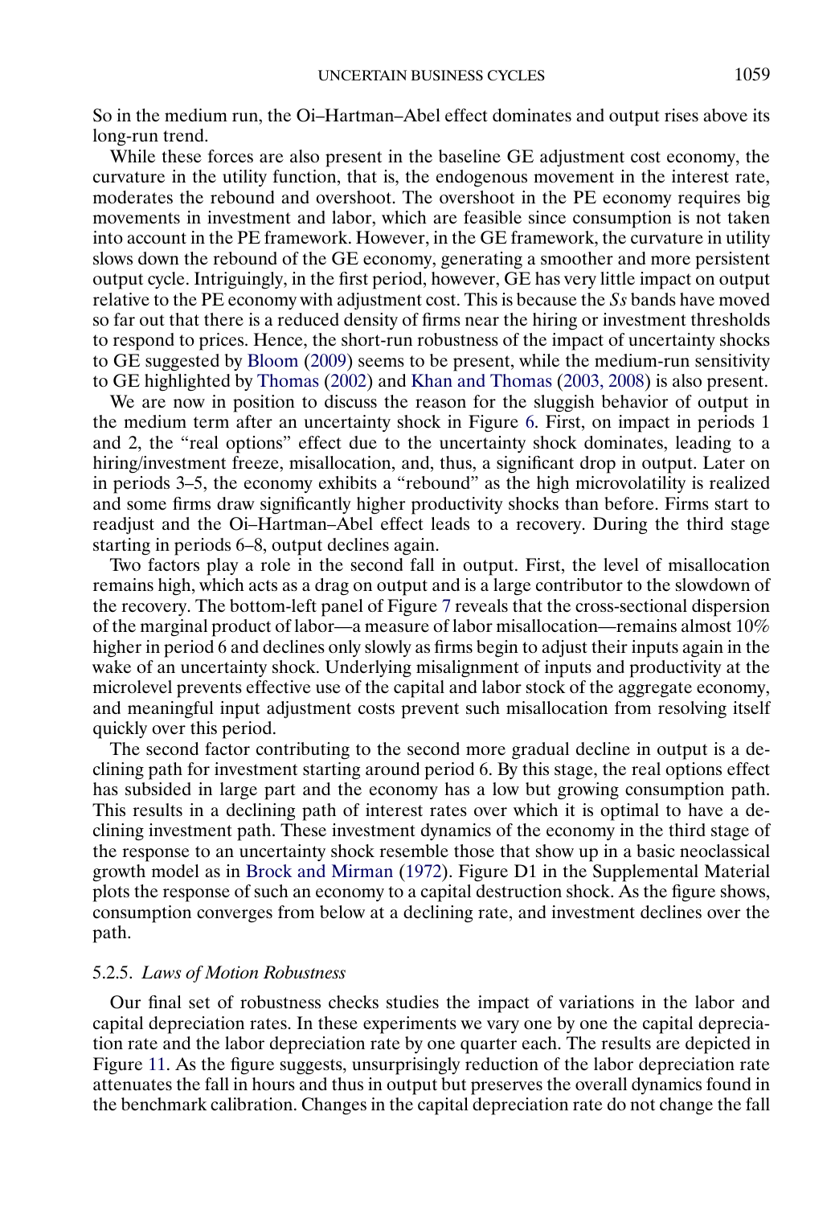So in the medium run, the Oi–Hartman–Abel effect dominates and output rises above its long-run trend.

While these forces are also present in the baseline GE adjustment cost economy, the curvature in the utility function, that is, the endogenous movement in the interest rate, moderates the rebound and overshoot. The overshoot in the PE economy requires big movements in investment and labor, which are feasible since consumption is not taken into account in the PE framework. However, in the GE framework, the curvature in utility slows down the rebound of the GE economy, generating a smoother and more persistent output cycle. Intriguingly, in the first period, however, GE has very little impact on output relative to the PE economy with adjustment cost. This is because the *Ss* bands have moved so far out that there is a reduced density of firms near the hiring or investment thresholds to respond to prices. Hence, the short-run robustness of the impact of uncertainty shocks to GE suggested by Bloom (2009) seems to be present, while the medium-run sensitivity to GE highlighted by Thomas (2002) and Khan and Thomas (2003, 2008) is also present.

We are now in position to discuss the reason for the sluggish behavior of output in the medium term after an uncertainty shock in Figure 6. First, on impact in periods 1 and 2, the "real options" effect due to the uncertainty shock dominates, leading to a hiring/investment freeze, misallocation, and, thus, a significant drop in output. Later on in periods 3–5, the economy exhibits a "rebound" as the high microvolatility is realized and some firms draw significantly higher productivity shocks than before. Firms start to readjust and the Oi–Hartman–Abel effect leads to a recovery. During the third stage starting in periods 6–8, output declines again.

Two factors play a role in the second fall in output. First, the level of misallocation remains high, which acts as a drag on output and is a large contributor to the slowdown of the recovery. The bottom-left panel of Figure 7 reveals that the cross-sectional dispersion of the marginal product of labor—a measure of labor misallocation—remains almost 10% higher in period 6 and declines only slowly as firms begin to adjust their inputs again in the wake of an uncertainty shock. Underlying misalignment of inputs and productivity at the microlevel prevents effective use of the capital and labor stock of the aggregate economy, and meaningful input adjustment costs prevent such misallocation from resolving itself quickly over this period.

The second factor contributing to the second more gradual decline in output is a declining path for investment starting around period 6. By this stage, the real options effect has subsided in large part and the economy has a low but growing consumption path. This results in a declining path of interest rates over which it is optimal to have a declining investment path. These investment dynamics of the economy in the third stage of the response to an uncertainty shock resemble those that show up in a basic neoclassical growth model as in Brock and Mirman (1972). Figure D1 in the Supplemental Material plots the response of such an economy to a capital destruction shock. As the figure shows, consumption converges from below at a declining rate, and investment declines over the path.

### 5.2.5. *Laws of Motion Robustness*

Our final set of robustness checks studies the impact of variations in the labor and capital depreciation rates. In these experiments we vary one by one the capital depreciation rate and the labor depreciation rate by one quarter each. The results are depicted in Figure 11. As the figure suggests, unsurprisingly reduction of the labor depreciation rate attenuates the fall in hours and thus in output but preserves the overall dynamics found in the benchmark calibration. Changes in the capital depreciation rate do not change the fall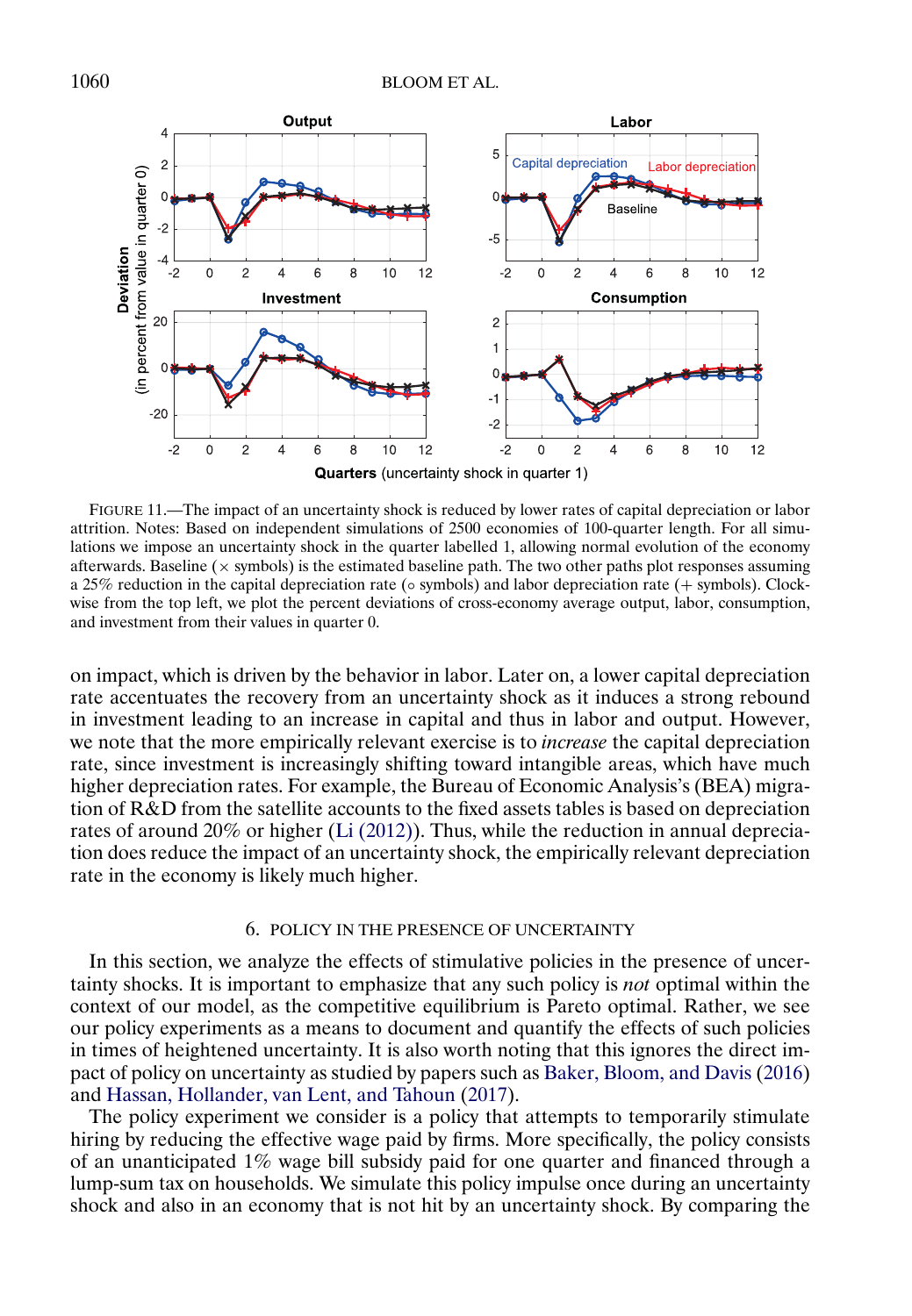FIGURE 11.—The impact of an uncertainty shock is reduced by lower rates of capital depreciation or labor attrition. Notes: Based on independent simulations of 2500 economies of 100-quarter length. For all simulations we impose an uncertainty shock in the quarter labelled 1, allowing normal evolution of the economy afterwards. Baseline (× symbols) is the estimated baseline path. The two other paths plot responses assuming a 25% reduction in the capital depreciation rate (○ symbols) and labor depreciation rate (+ symbols). Clockwise from the top left, we plot the percent deviations of cross-economy average output, labor, consumption, and investment from their values in quarter 0.

on impact, which is driven by the behavior in labor. Later on, a lower capital depreciation rate accentuates the recovery from an uncertainty shock as it induces a strong rebound in investment leading to an increase in capital and thus in labor and output. However, we note that the more empirically relevant exercise is to *increase* the capital depreciation rate, since investment is increasingly shifting toward intangible areas, which have much higher depreciation rates. For example, the Bureau of Economic Analysis's (BEA) migration of R&D from the satellite accounts to the fixed assets tables is based on depreciation rates of around 20% or higher (Li (2012)). Thus, while the reduction in annual depreciation does reduce the impact of an uncertainty shock, the empirically relevant depreciation rate in the economy is likely much higher.

## 6. POLICY IN THE PRESENCE OF UNCERTAINTY

In this section, we analyze the effects of stimulative policies in the presence of uncertainty shocks. It is important to emphasize that any such policy is *not* optimal within the context of our model, as the competitive equilibrium is Pareto optimal. Rather, we see our policy experiments as a means to document and quantify the effects of such policies in times of heightened uncertainty. It is also worth noting that this ignores the direct impact of policy on uncertainty as studied by papers such as Baker, Bloom, and Davis (2016) and Hassan, Hollander, van Lent, and Tahoun (2017).

The policy experiment we consider is a policy that attempts to temporarily stimulate hiring by reducing the effective wage paid by firms. More specifically, the policy consists of an unanticipated 1% wage bill subsidy paid for one quarter and financed through a lump-sum tax on households. We simulate this policy impulse once during an uncertainty shock and also in an economy that is not hit by an uncertainty shock. By comparing the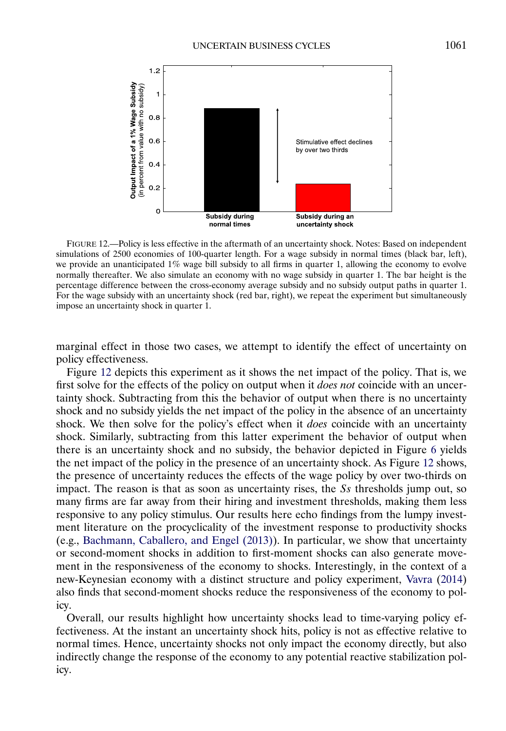FIGURE 12.—Policy is less effective in the aftermath of an uncertainty shock. Notes: Based on independent simulations of 2500 economies of 100-quarter length. For a wage subsidy in normal times (black bar, left), we provide an unanticipated 1% wage bill subsidy to all firms in quarter 1, allowing the economy to evolve normally thereafter. We also simulate an economy with no wage subsidy in quarter 1. The bar height is the percentage difference between the cross-economy average subsidy and no subsidy output paths in quarter 1. For the wage subsidy with an uncertainty shock (red bar, right), we repeat the experiment but simultaneously impose an uncertainty shock in quarter 1.

marginal effect in those two cases, we attempt to identify the effect of uncertainty on policy effectiveness.

Figure 12 depicts this experiment as it shows the net impact of the policy. That is, we first solve for the effects of the policy on output when it *does not* coincide with an uncertainty shock. Subtracting from this the behavior of output when there is no uncertainty shock and no subsidy yields the net impact of the policy in the absence of an uncertainty shock. We then solve for the policy's effect when it *does* coincide with an uncertainty shock. Similarly, subtracting from this latter experiment the behavior of output when there is an uncertainty shock and no subsidy, the behavior depicted in Figure 6 yields the net impact of the policy in the presence of an uncertainty shock. As Figure 12 shows, the presence of uncertainty reduces the effects of the wage policy by over two-thirds on impact. The reason is that as soon as uncertainty rises, the *Ss* thresholds jump out, so many firms are far away from their hiring and investment thresholds, making them less responsive to any policy stimulus. Our results here echo findings from the lumpy investment literature on the procyclicality of the investment response to productivity shocks (e.g., Bachmann, Caballero, and Engel (2013)). In particular, we show that uncertainty or second-moment shocks in addition to first-moment shocks can also generate movement in the responsiveness of the economy to shocks. Interestingly, in the context of a new-Keynesian economy with a distinct structure and policy experiment, Vavra (2014) also finds that second-moment shocks reduce the responsiveness of the economy to policy.

Overall, our results highlight how uncertainty shocks lead to time-varying policy effectiveness. At the instant an uncertainty shock hits, policy is not as effective relative to normal times. Hence, uncertainty shocks not only impact the economy directly, but also indirectly change the response of the economy to any potential reactive stabilization policy.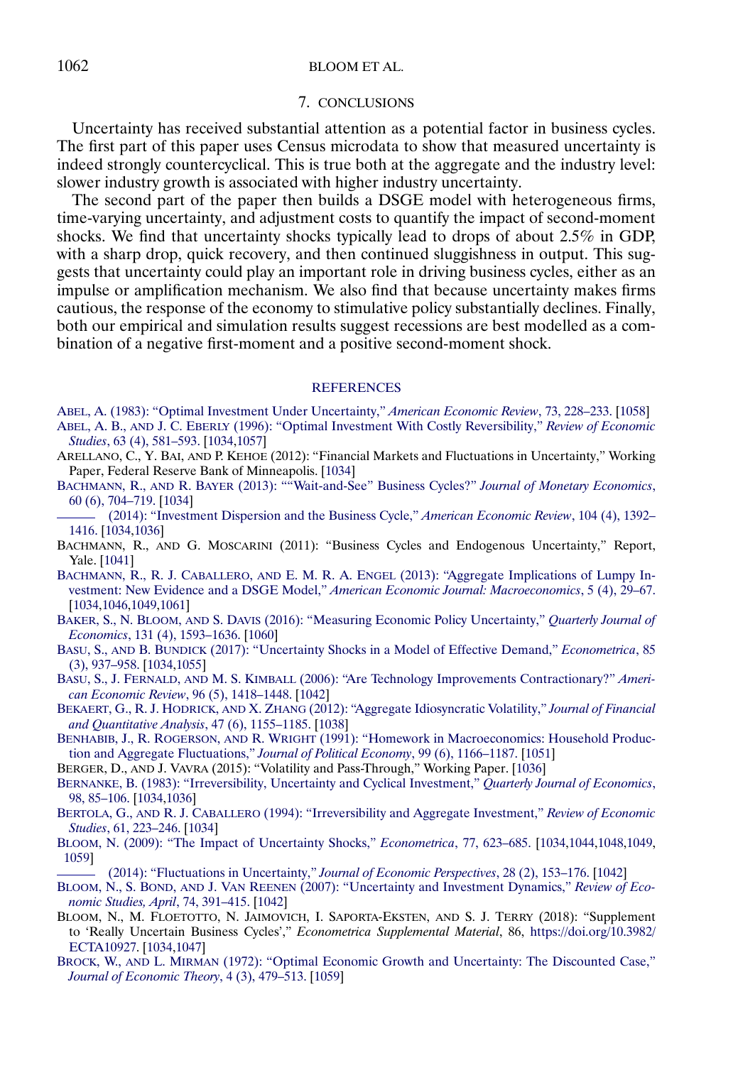## 7. CONCLUSIONS

Uncertainty has received substantial attention as a potential factor in business cycles. The first part of this paper uses Census microdata to show that measured uncertainty is indeed strongly countercyclical. This is true both at the aggregate and the industry level: slower industry growth is associated with higher industry uncertainty.

The second part of the paper then builds a DSGE model with heterogeneous firms, time-varying uncertainty, and adjustment costs to quantify the impact of second-moment shocks. We find that uncertainty shocks typically lead to drops of about 2.5% in GDP, with a sharp drop, quick recovery, and then continued sluggishness in output. This suggests that uncertainty could play an important role in driving business cycles, either as an impulse or amplification mechanism. We also find that because uncertainty makes firms cautious, the response of the economy to stimulative policy substantially declines. Finally, both our empirical and simulation results suggest recessions are best modelled as a combination of a negative first-moment and a positive second-moment shock.

## REFERENCES

ABEL, A. (1983): "Optimal Investment Under Uncertainty," *American Economic Review*, 73, 228–233. [1058]

ABEL, A. B., AND J. C. EBERLY (1996): "Optimal Investment With Costly Reversibility," *Review of Economic Studies*, 63 (4), 581–593. [1034,1057]

ARELLANO, C., Y. BAI, AND P. KEHOE (2012): "Financial Markets and Fluctuations in Uncertainty," Working Paper, Federal Reserve Bank of Minneapolis. [1034]

BACHMANN, R., AND R. BAYER (2013): ""Wait-and-See" Business Cycles?" *Journal of Monetary Economics*, 60 (6), 704–719. [1034]

——— (2014): "Investment Dispersion and the Business Cycle," *American Economic Review*, 104 (4), 1392–1416. [1034,1036]

BACHMANN, R., AND G. MOSCARINI (2011): "Business Cycles and Endogenous Uncertainty," Report, Yale. [1041]

BACHMANN, R., R. J. CABALLERO, AND E. M. R. A. ENGEL (2013): "Aggregate Implications of Lumpy Investment: New Evidence and a DSGE Model," *American Economic Journal: Macroeconomics*, 5 (4), 29–67. [1034,1046,1049,1061]

BAKER, S., N. BLOOM, AND S. DAVIS (2016): "Measuring Economic Policy Uncertainty," *Quarterly Journal of Economics*, 131 (4), 1593–1636. [1060]

BASU, S., AND B. BUNDICK (2017): "Uncertainty Shocks in a Model of Effective Demand," *Econometrica*, 85 (3), 937–958. [1034,1055]

BASU, S., J. FERNALD, AND M. S. KIMBALL (2006): "Are Technology Improvements Contractionary?" *American Economic Review*, 96 (5), 1418–1448. [1042]

BEKAERT, G., R. J. HODRICK, AND X. ZHANG (2012): "Aggregate Idiosyncratic Volatility," *Journal of Financial and Quantitative Analysis*, 47 (6), 1155–1185. [1038]

BENHABIB, J., R. ROGERSON, AND R. WRIGHT (1991): "Homework in Macroeconomics: Household Production and Aggregate Fluctuations," *Journal of Political Economy*, 99 (6), 1166–1187. [1051]

BERGER, D., AND J. VAVRA (2015): "Volatility and Pass-Through," Working Paper. [1036]

BERNANKE, B. (1983): "Irreversibility, Uncertainty and Cyclical Investment," *Quarterly Journal of Economics*, 98, 85–106. [1034,1036]

BERTOLA, G., AND R. J. CABALLERO (1994): "Irreversibility and Aggregate Investment," *Review of Economic Studies*, 61, 223–246. [1034]

BLOOM, N. (2009): "The Impact of Uncertainty Shocks," *Econometrica*, 77, 623–685. [1034,1044,1048,1049,1059]

——— (2014): "Fluctuations in Uncertainty," *Journal of Economic Perspectives*, 28 (2), 153–176. [1042]

BLOOM, N., S. BOND, AND J. VAN REENEN (2007): "Uncertainty and Investment Dynamics," *Review of Economic Studies, April*, 74, 391–415. [1042]

BLOOM, N., M. FLOETOTTO, N. JAIMOVICH, I. SAPORTA-EKSTEN, AND S. J. TERRY (2018): "Supplement to 'Really Uncertain Business Cycles'," *Econometrica Supplemental Material*, 86, https://doi.org/10.3982/ECTA10927. [1034,1047]

BROCK, W., AND L. MIRMAN (1972): "Optimal Economic Growth and Uncertainty: The Discounted Case," *Journal of Economic Theory*, 4 (3), 479–513. [1059]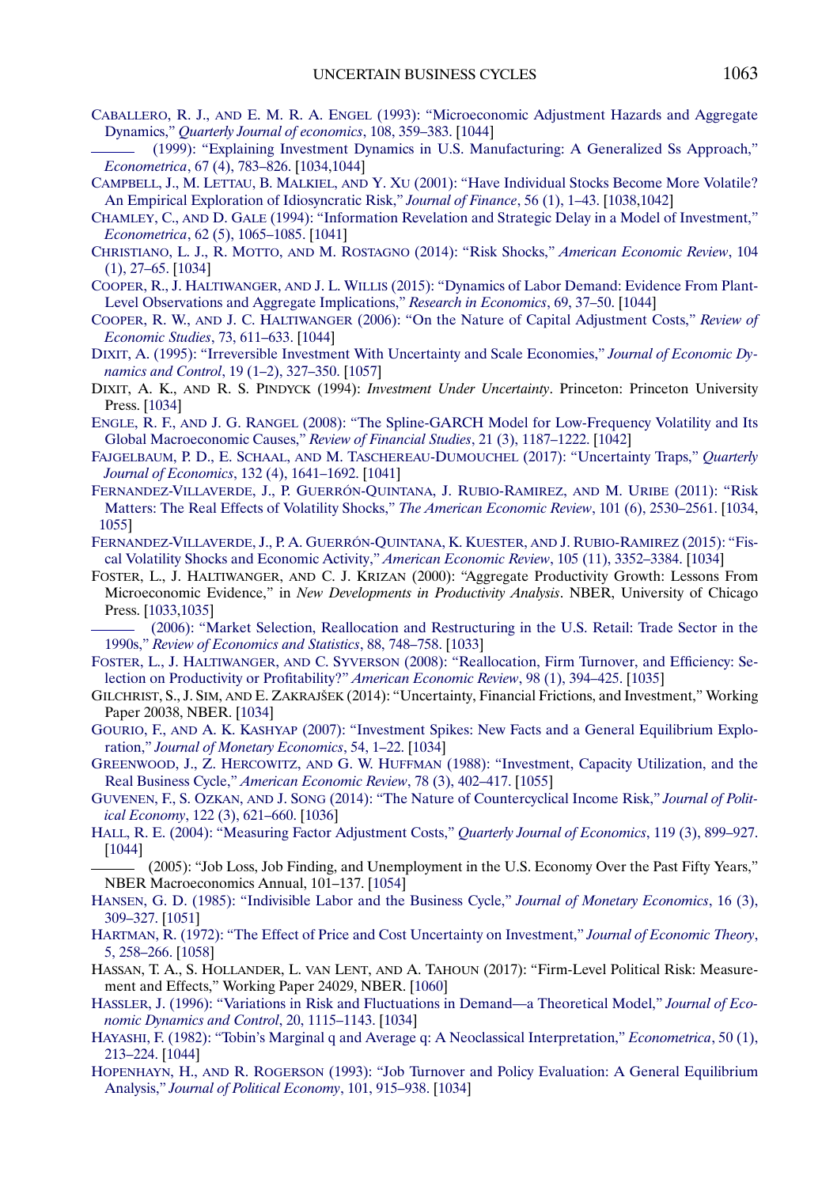CABALLERO, R. J., AND E. M. R. A. ENGEL (1993): "Microeconomic Adjustment Hazards and Aggregate Dynamics," *Quarterly Journal of economics*, 108, 359–383. [1044]

——— (1999): "Explaining Investment Dynamics in U.S. Manufacturing: A Generalized Ss Approach," *Econometrica*, 67 (4), 783–826. [1034,1044]

CAMPBELL, J., M. LETTAU, B. MALKIEL, AND Y. XU (2001): "Have Individual Stocks Become More Volatile? An Empirical Exploration of Idiosyncratic Risk," *Journal of Finance*, 56 (1), 1–43. [1038,1042]

CHAMLEY, C., AND D. GALE (1994): "Information Revelation and Strategic Delay in a Model of Investment," *Econometrica*, 62 (5), 1065–1085. [1041]

CHRISTIANO, L. J., R. MOTTO, AND M. ROSTAGNO (2014): "Risk Shocks," *American Economic Review*, 104 (1), 27–65. [1034]

COOPER, R., J. HALTIWANGER, AND J. L. WILLIS (2015): "Dynamics of Labor Demand: Evidence From Plant-Level Observations and Aggregate Implications," *Research in Economics*, 69, 37–50. [1044]

COOPER, R. W., AND J. C. HALTIWANGER (2006): "On the Nature of Capital Adjustment Costs," *Review of Economic Studies*, 73, 611–633. [1044]

DIXIT, A. (1995): "Irreversible Investment With Uncertainty and Scale Economies," *Journal of Economic Dynamics and Control*, 19 (1–2), 327–350. [1057]

DIXIT, A. K., AND R. S. PINDYCK (1994): *Investment Under Uncertainty*. Princeton: Princeton University Press. [1034]

ENGLE, R. F., AND J. G. RANGEL (2008): "The Spline-GARCH Model for Low-Frequency Volatility and Its Global Macroeconomic Causes," *Review of Financial Studies*, 21 (3), 1187–1222. [1042]

FAJGELBAUM, P. D., E. SCHAAL, AND M. TASCHEREAU-DUMOUCHEL (2017): "Uncertainty Traps," *Quarterly Journal of Economics*, 132 (4), 1641–1692. [1041]

FERNANDEZ-VILLAVERDE, J., P. GUERRÓN-QUINTANA, J. RUBIO-RAMIREZ, AND M. URIBE (2011): "Risk Matters: The Real Effects of Volatility Shocks," *The American Economic Review*, 101 (6), 2530–2561. [1034, 1055]

FERNANDEZ-VILLAVERDE, J., P. A. GUERRÓN-QUINTANA, K. KUESTER, AND J. RUBIO-RAMIREZ (2015): "Fiscal Volatility Shocks and Economic Activity," *American Economic Review*, 105 (11), 3352–3384. [1034]

FOSTER, L., J. HALTIWANGER, AND C. J. KRIZAN (2000): "Aggregate Productivity Growth: Lessons From Microeconomic Evidence," in *New Developments in Productivity Analysis*. NBER, University of Chicago Press. [1033,1035]

——— (2006): "Market Selection, Reallocation and Restructuring in the U.S. Retail: Trade Sector in the 1990s," *Review of Economics and Statistics*, 88, 748–758. [1033]

FOSTER, L., J. HALTIWANGER, AND C. SYVERSON (2008): "Reallocation, Firm Turnover, and Efficiency: Selection on Productivity or Profitability?" *American Economic Review*, 98 (1), 394–425. [1035]

GILCHRIST, S., J. SIM, AND E. ZAKRAJŠEK (2014): "Uncertainty, Financial Frictions, and Investment," Working Paper 20038, NBER. [1034]

GOURIO, F., AND A. K. KASHYAP (2007): "Investment Spikes: New Facts and a General Equilibrium Exploration," *Journal of Monetary Economics*, 54, 1–22. [1034]

GREENWOOD, J., Z. HERCOWITZ, AND G. W. HUFFMAN (1988): "Investment, Capacity Utilization, and the Real Business Cycle," *American Economic Review*, 78 (3), 402–417. [1055]

GUVENEN, F., S. OZKAN, AND J. SONG (2014): "The Nature of Countercyclical Income Risk," *Journal of Political Economy*, 122 (3), 621–660. [1036]

HALL, R. E. (2004): "Measuring Factor Adjustment Costs," *Quarterly Journal of Economics*, 119 (3), 899–927. [1044]

——— (2005): "Job Loss, Job Finding, and Unemployment in the U.S. Economy Over the Past Fifty Years," NBER Macroeconomics Annual, 101–137. [1054]

HANSEN, G. D. (1985): "Indivisible Labor and the Business Cycle," *Journal of Monetary Economics*, 16 (3), 309–327. [1051]

HARTMAN, R. (1972): "The Effect of Price and Cost Uncertainty on Investment," *Journal of Economic Theory*, 5, 258–266. [1058]

HASSAN, T. A., S. HOLLANDER, L. VAN LENT, AND A. TAHOUN (2017): "Firm-Level Political Risk: Measurement and Effects," Working Paper 24029, NBER. [1060]

HASSLER, J. (1996): "Variations in Risk and Fluctuations in Demand—a Theoretical Model," *Journal of Economic Dynamics and Control*, 20, 1115–1143. [1034]

HAYASHI, F. (1982): "Tobin's Marginal q and Average q: A Neoclassical Interpretation," *Econometrica*, 50 (1), 213–224. [1044]

HOPENHAYN, H., AND R. ROGERSON (1993): "Job Turnover and Policy Evaluation: A General Equilibrium Analysis," *Journal of Political Economy*, 101, 915–938. [1034]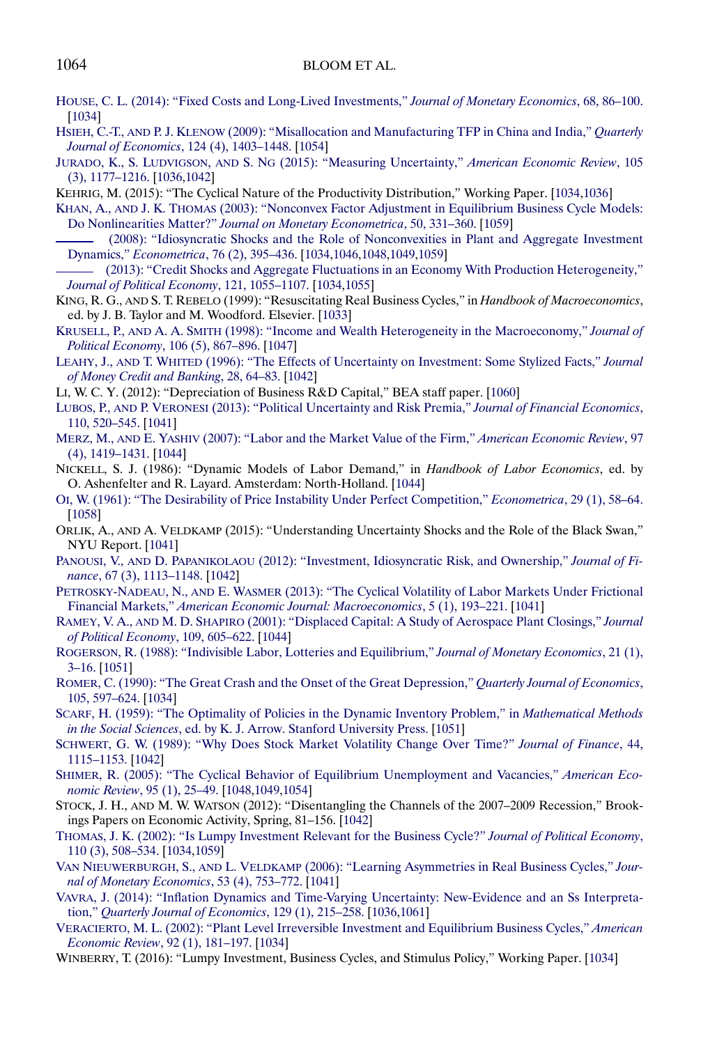HOUSE, C. L. (2014): "Fixed Costs and Long-Lived Investments," *Journal of Monetary Economics*, 68, 86–100. [1034]

HSIEH, C.-T., AND P. J. KLENOW (2009): "Misallocation and Manufacturing TFP in China and India," *Quarterly Journal of Economics*, 124 (4), 1403–1448. [1054]

JURADO, K., S. LUDVIGSON, AND S. NG (2015): "Measuring Uncertainty," *American Economic Review*, 105 (3), 1177–1216. [1036,1042]

KEHRIG, M. (2015): "The Cyclical Nature of the Productivity Distribution," Working Paper. [1034,1036]

KHAN, A., AND J. K. THOMAS (2003): "Nonconvex Factor Adjustment in Equilibrium Business Cycle Models: Do Nonlinearities Matter?" *Journal on Monetary Econometrica*, 50, 331–360. [1059]

——— (2008): "Idiosyncratic Shocks and the Role of Nonconvexities in Plant and Aggregate Investment Dynamics," *Econometrica*, 76 (2), 395–436. [1034,1046,1048,1049,1059]

——— (2013): "Credit Shocks and Aggregate Fluctuations in an Economy With Production Heterogeneity," *Journal of Political Economy*, 121, 1055–1107. [1034,1055]

KING, R. G., AND S. T. REBELO (1999): "Resuscitating Real Business Cycles," in *Handbook of Macroeconomics*, ed. by J. B. Taylor and M. Woodford. Elsevier. [1033]

KRUSELL, P., AND A. A. SMITH (1998): "Income and Wealth Heterogeneity in the Macroeconomy," *Journal of Political Economy*, 106 (5), 867–896. [1047]

LEAHY, J., AND T. WHITED (1996): "The Effects of Uncertainty on Investment: Some Stylized Facts," *Journal of Money Credit and Banking*, 28, 64–83. [1042]

LI, W. C. Y. (2012): "Depreciation of Business R&D Capital," BEA staff paper. [1060]

LUBOS, P., AND P. VERONESI (2013): "Political Uncertainty and Risk Premia," *Journal of Financial Economics*, 110, 520–545. [1041]

MERZ, M., AND E. YASHIV (2007): "Labor and the Market Value of the Firm," *American Economic Review*, 97 (4), 1419–1431. [1044]

NICKELL, S. J. (1986): "Dynamic Models of Labor Demand," in *Handbook of Labor Economics*, ed. by O. Ashenfelter and R. Layard. Amsterdam: North-Holland. [1044]

OI, W. (1961): "The Desirability of Price Instability Under Perfect Competition," *Econometrica*, 29 (1), 58–64. [1058]

ORLIK, A., AND A. VELDKAMP (2015): "Understanding Uncertainty Shocks and the Role of the Black Swan," NYU Report. [1041]

PANOUSI, V., AND D. PAPANIKOLAOU (2012): "Investment, Idiosyncratic Risk, and Ownership," *Journal of Finance*, 67 (3), 1113–1148. [1042]

PETROSKY-NADEAU, N., AND E. WASMER (2013): "The Cyclical Volatility of Labor Markets Under Frictional Financial Markets," *American Economic Journal: Macroeconomics*, 5 (1), 193–221. [1041]

RAMEY, V. A., AND M. D. SHAPIRO (2001): "Displaced Capital: A Study of Aerospace Plant Closings," *Journal of Political Economy*, 109, 605–622. [1044]

ROGERSON, R. (1988): "Indivisible Labor, Lotteries and Equilibrium," *Journal of Monetary Economics*, 21 (1), 3–16. [1051]

ROMER, C. (1990): "The Great Crash and the Onset of the Great Depression," *Quarterly Journal of Economics*, 105, 597–624. [1034]

SCARF, H. (1959): "The Optimality of Policies in the Dynamic Inventory Problem," in *Mathematical Methods in the Social Sciences*, ed. by K. J. Arrow. Stanford University Press. [1051]

SCHWERT, G. W. (1989): "Why Does Stock Market Volatility Change Over Time?" *Journal of Finance*, 44, 1115–1153. [1042]

SHIMER, R. (2005): "The Cyclical Behavior of Equilibrium Unemployment and Vacancies," *American Economic Review*, 95 (1), 25–49. [1048,1049,1054]

STOCK, J. H., AND M. W. WATSON (2012): "Disentangling the Channels of the 2007–2009 Recession," Brookings Papers on Economic Activity, Spring, 81–156. [1042]

THOMAS, J. K. (2002): "Is Lumpy Investment Relevant for the Business Cycle?" *Journal of Political Economy*, 110 (3), 508–534. [1034,1059]

VAN NIEUWERBURGH, S., AND L. VELDKAMP (2006): "Learning Asymmetries in Real Business Cycles," *Journal of Monetary Economics*, 53 (4), 753–772. [1041]

VAVRA, J. (2014): "Inflation Dynamics and Time-Varying Uncertainty: New-Evidence and an Ss Interpretation," *Quarterly Journal of Economics*, 129 (1), 215–258. [1036,1061]

VERACIERTO, M. L. (2002): "Plant Level Irreversible Investment and Equilibrium Business Cycles," *American Economic Review*, 92 (1), 181–197. [1034]

WINBERRY, T. (2016): "Lumpy Investment, Business Cycles, and Stimulus Policy," Working Paper. [1034]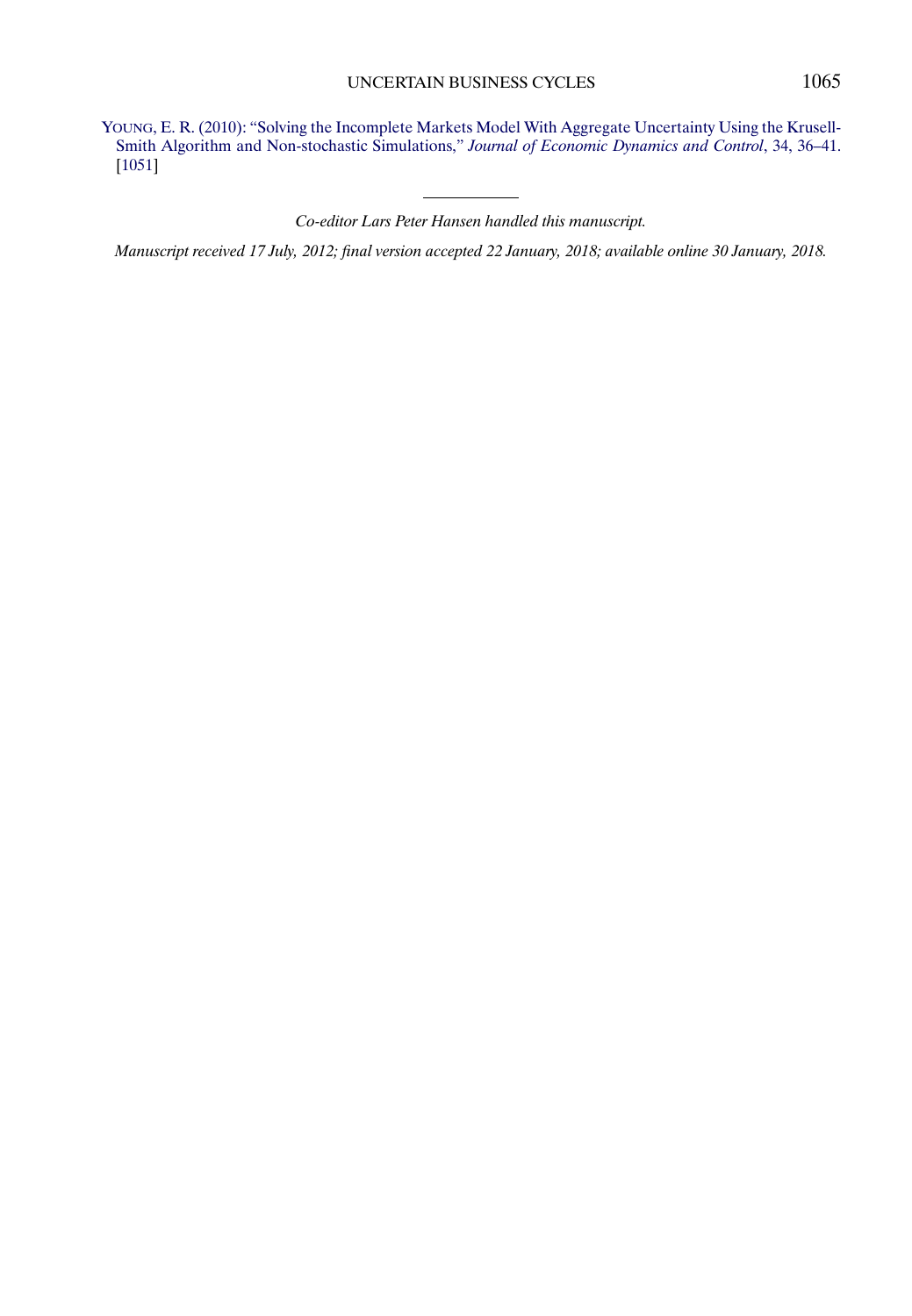YOUNG, E. R. (2010): "Solving the Incomplete Markets Model With Aggregate Uncertainty Using the Krusell-Smith Algorithm and Non-stochastic Simulations," *Journal of Economic Dynamics and Control*, 34, 36–41. [1051]

---

*Co-editor Lars Peter Hansen handled this manuscript.*

*Manuscript received 17 July, 2012; final version accepted 22 January, 2018; available online 30 January, 2018.*